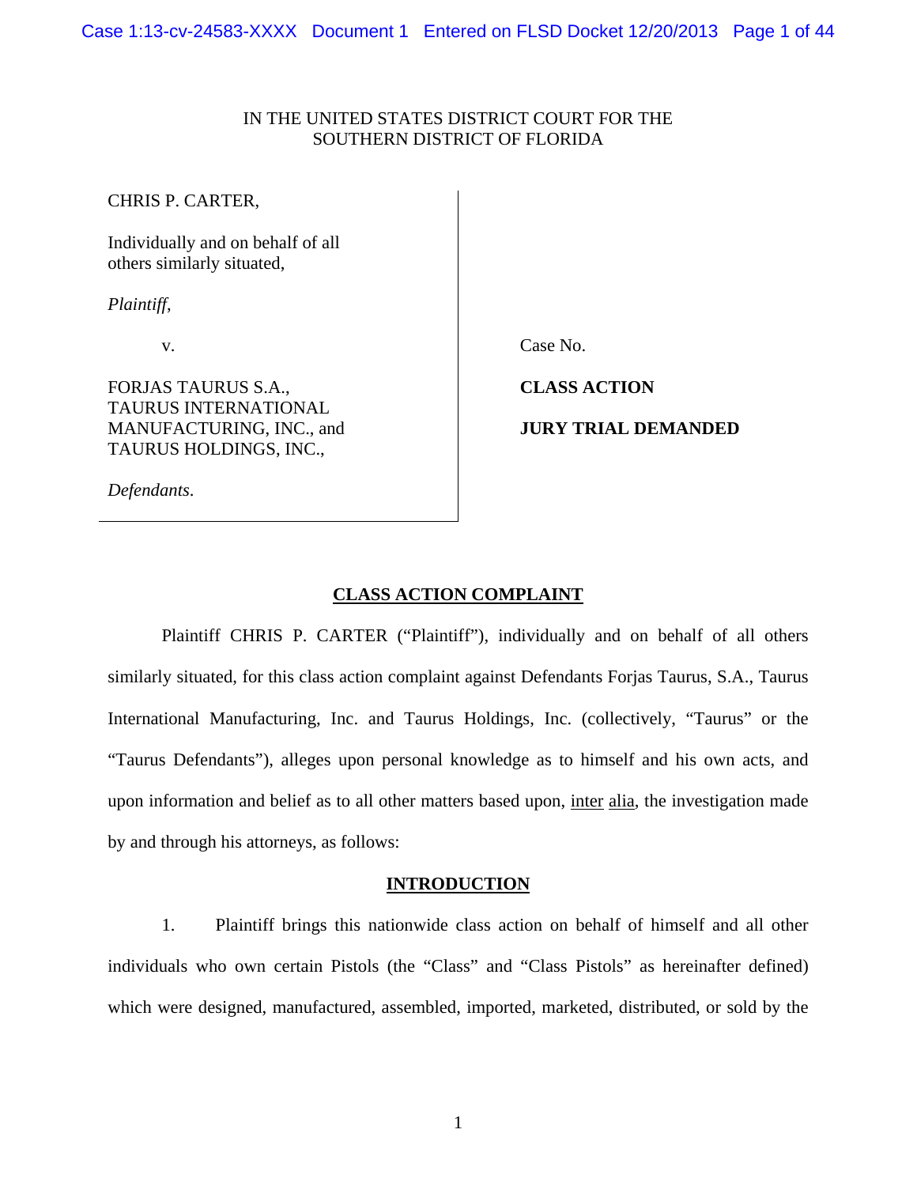IN THE UNITED STATES DISTRICT COURT FOR THE
SOUTHERN DISTRICT OF FLORIDA

CHRIS P. CARTER,

Individually and on behalf of all others similarly situated,

*Plaintiff*,

v.

FORJAS TAURUS S.A., TAURUS INTERNATIONAL MANUFACTURING, INC., and TAURUS HOLDINGS, INC.,

*Defendants*.

Case No.

**CLASS ACTION**

**JURY TRIAL DEMANDED**

## CLASS ACTION COMPLAINT

Plaintiff CHRIS P. CARTER ("Plaintiff"), individually and on behalf of all others similarly situated, for this class action complaint against Defendants Forjas Taurus, S.A., Taurus International Manufacturing, Inc. and Taurus Holdings, Inc. (collectively, "Taurus" or the "Taurus Defendants"), alleges upon personal knowledge as to himself and his own acts, and upon information and belief as to all other matters based upon, inter alia, the investigation made by and through his attorneys, as follows:

## INTRODUCTION

1. Plaintiff brings this nationwide class action on behalf of himself and all other individuals who own certain Pistols (the "Class" and "Class Pistols" as hereinafter defined) which were designed, manufactured, assembled, imported, marketed, distributed, or sold by the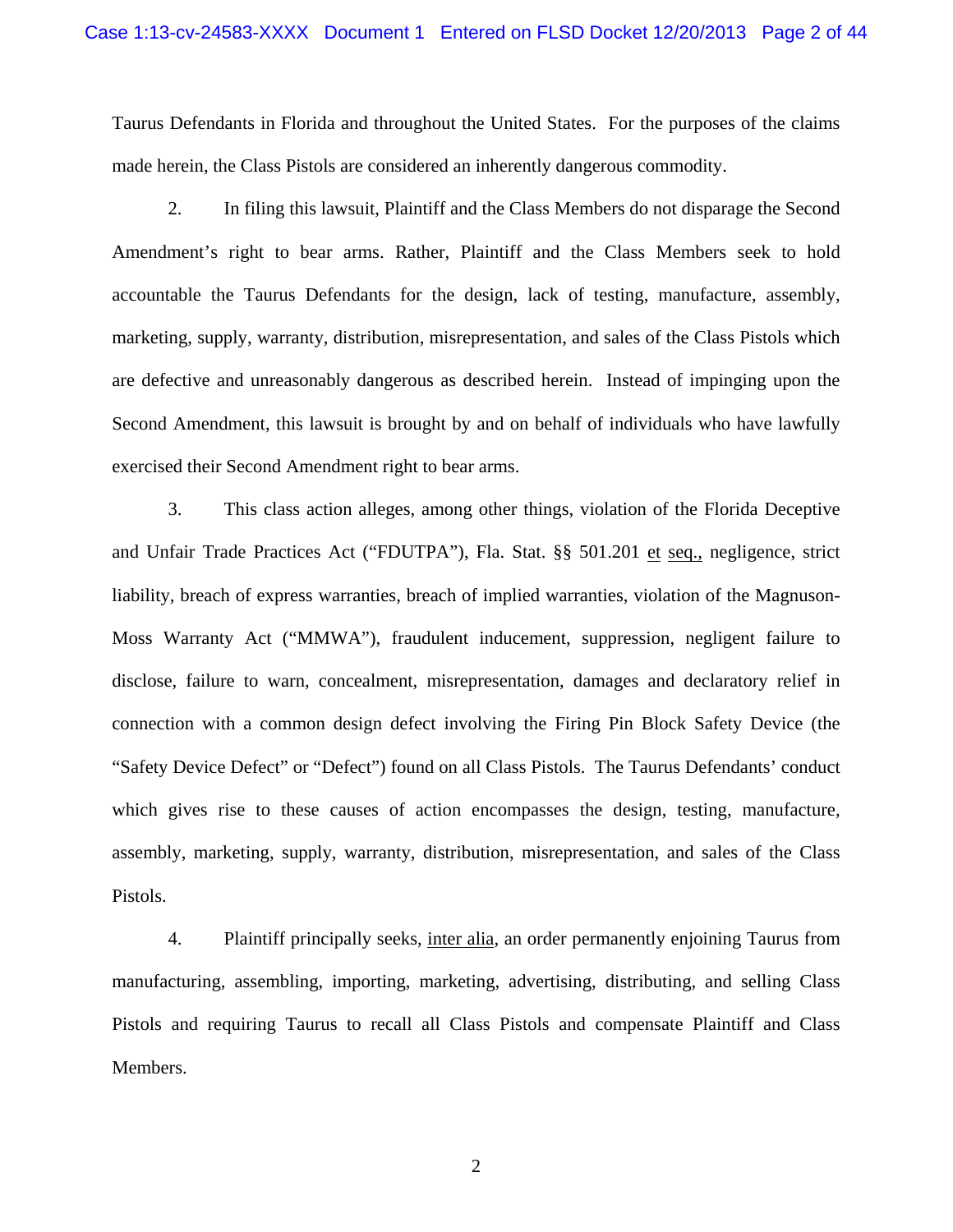Taurus Defendants in Florida and throughout the United States. For the purposes of the claims made herein, the Class Pistols are considered an inherently dangerous commodity.

2. In filing this lawsuit, Plaintiff and the Class Members do not disparage the Second Amendment's right to bear arms. Rather, Plaintiff and the Class Members seek to hold accountable the Taurus Defendants for the design, lack of testing, manufacture, assembly, marketing, supply, warranty, distribution, misrepresentation, and sales of the Class Pistols which are defective and unreasonably dangerous as described herein. Instead of impinging upon the Second Amendment, this lawsuit is brought by and on behalf of individuals who have lawfully exercised their Second Amendment right to bear arms.

3. This class action alleges, among other things, violation of the Florida Deceptive and Unfair Trade Practices Act ("FDUTPA"), Fla. Stat. §§ 501.201 et seq., negligence, strict liability, breach of express warranties, breach of implied warranties, violation of the Magnuson-Moss Warranty Act ("MMWA"), fraudulent inducement, suppression, negligent failure to disclose, failure to warn, concealment, misrepresentation, damages and declaratory relief in connection with a common design defect involving the Firing Pin Block Safety Device (the "Safety Device Defect" or "Defect") found on all Class Pistols. The Taurus Defendants' conduct which gives rise to these causes of action encompasses the design, testing, manufacture, assembly, marketing, supply, warranty, distribution, misrepresentation, and sales of the Class Pistols.

4. Plaintiff principally seeks, inter alia, an order permanently enjoining Taurus from manufacturing, assembling, importing, marketing, advertising, distributing, and selling Class Pistols and requiring Taurus to recall all Class Pistols and compensate Plaintiff and Class Members.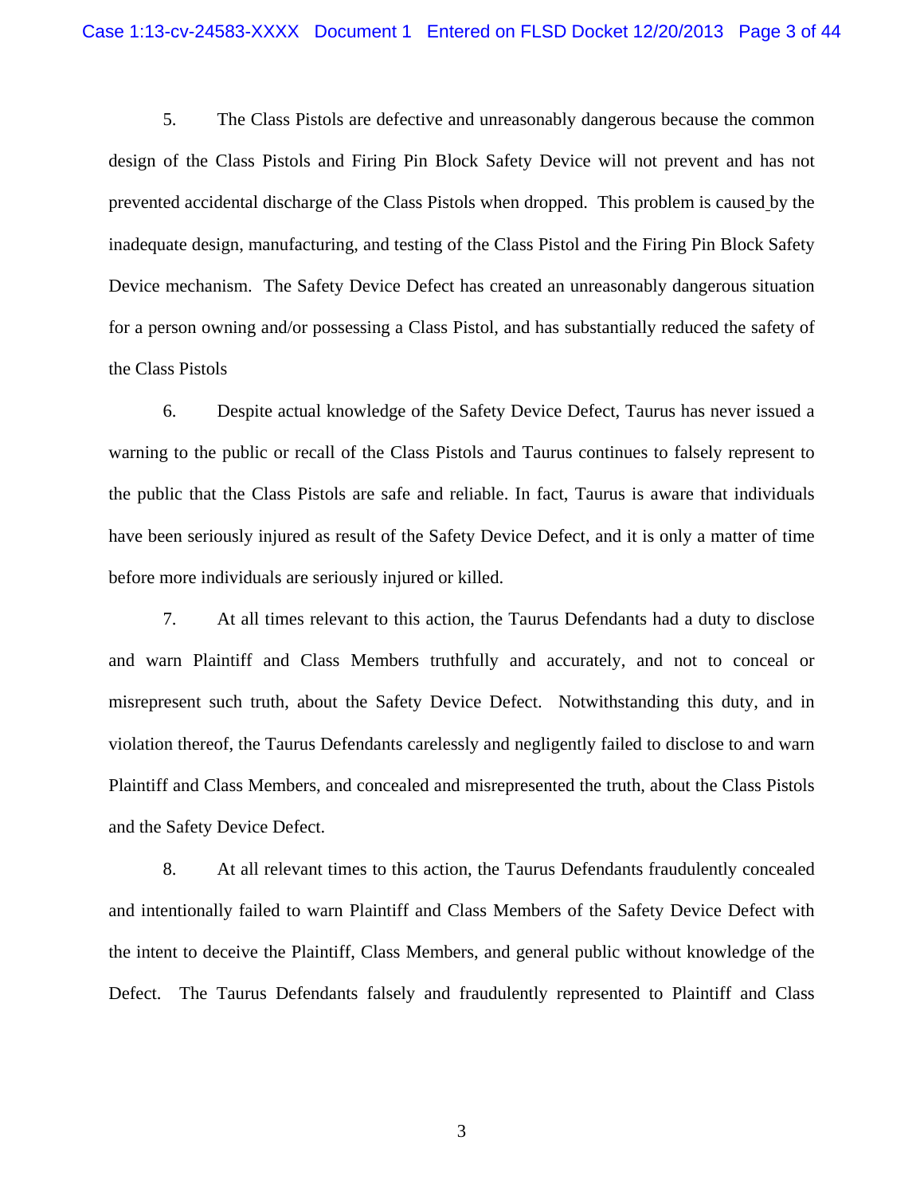5. The Class Pistols are defective and unreasonably dangerous because the common design of the Class Pistols and Firing Pin Block Safety Device will not prevent and has not prevented accidental discharge of the Class Pistols when dropped. This problem is caused by the inadequate design, manufacturing, and testing of the Class Pistol and the Firing Pin Block Safety Device mechanism. The Safety Device Defect has created an unreasonably dangerous situation for a person owning and/or possessing a Class Pistol, and has substantially reduced the safety of the Class Pistols

6. Despite actual knowledge of the Safety Device Defect, Taurus has never issued a warning to the public or recall of the Class Pistols and Taurus continues to falsely represent to the public that the Class Pistols are safe and reliable. In fact, Taurus is aware that individuals have been seriously injured as result of the Safety Device Defect, and it is only a matter of time before more individuals are seriously injured or killed.

7. At all times relevant to this action, the Taurus Defendants had a duty to disclose and warn Plaintiff and Class Members truthfully and accurately, and not to conceal or misrepresent such truth, about the Safety Device Defect. Notwithstanding this duty, and in violation thereof, the Taurus Defendants carelessly and negligently failed to disclose to and warn Plaintiff and Class Members, and concealed and misrepresented the truth, about the Class Pistols and the Safety Device Defect.

8. At all relevant times to this action, the Taurus Defendants fraudulently concealed and intentionally failed to warn Plaintiff and Class Members of the Safety Device Defect with the intent to deceive the Plaintiff, Class Members, and general public without knowledge of the Defect. The Taurus Defendants falsely and fraudulently represented to Plaintiff and Class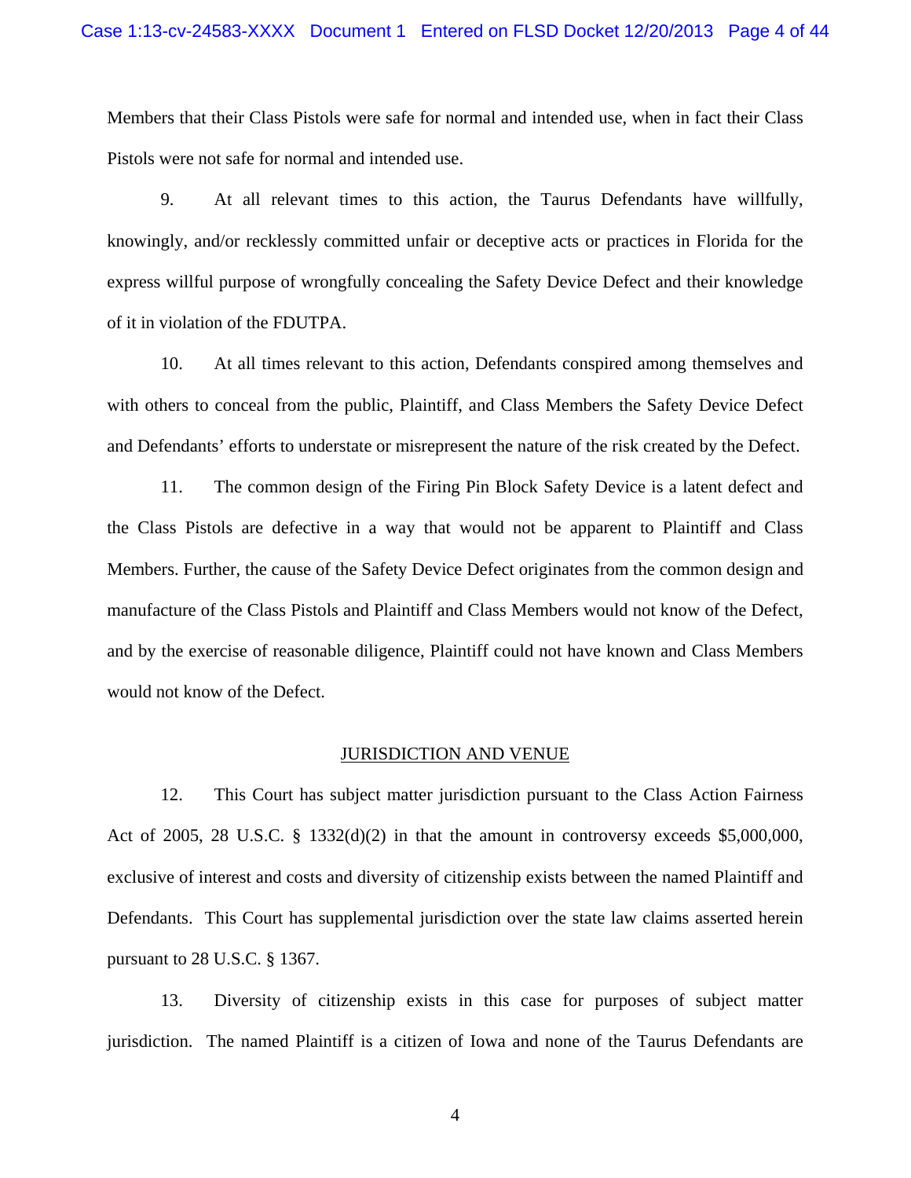Members that their Class Pistols were safe for normal and intended use, when in fact their Class Pistols were not safe for normal and intended use.

9. At all relevant times to this action, the Taurus Defendants have willfully, knowingly, and/or recklessly committed unfair or deceptive acts or practices in Florida for the express willful purpose of wrongfully concealing the Safety Device Defect and their knowledge of it in violation of the FDUTPA.

10. At all times relevant to this action, Defendants conspired among themselves and with others to conceal from the public, Plaintiff, and Class Members the Safety Device Defect and Defendants' efforts to understate or misrepresent the nature of the risk created by the Defect.

11. The common design of the Firing Pin Block Safety Device is a latent defect and the Class Pistols are defective in a way that would not be apparent to Plaintiff and Class Members. Further, the cause of the Safety Device Defect originates from the common design and manufacture of the Class Pistols and Plaintiff and Class Members would not know of the Defect, and by the exercise of reasonable diligence, Plaintiff could not have known and Class Members would not know of the Defect.

## JURISDICTION AND VENUE

12. This Court has subject matter jurisdiction pursuant to the Class Action Fairness Act of 2005, 28 U.S.C. § 1332(d)(2) in that the amount in controversy exceeds $5,000,000, exclusive of interest and costs and diversity of citizenship exists between the named Plaintiff and Defendants. This Court has supplemental jurisdiction over the state law claims asserted herein pursuant to 28 U.S.C. § 1367.

13. Diversity of citizenship exists in this case for purposes of subject matter jurisdiction. The named Plaintiff is a citizen of Iowa and none of the Taurus Defendants are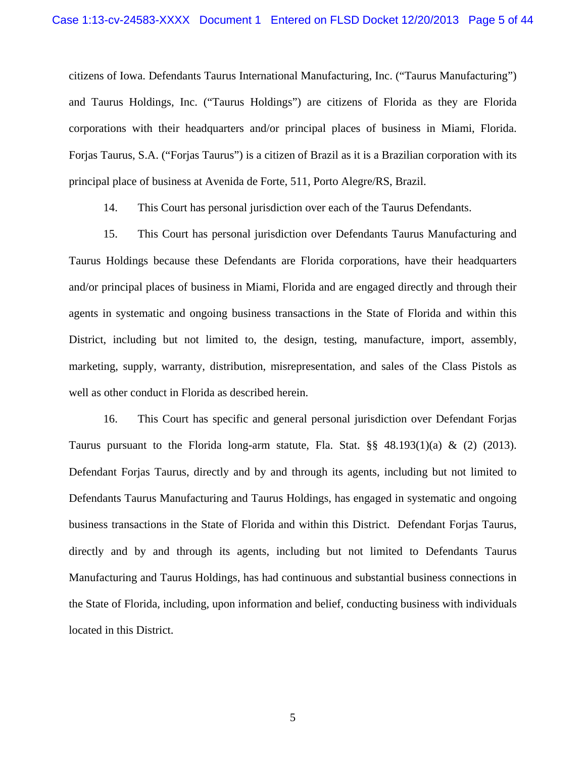citizens of Iowa. Defendants Taurus International Manufacturing, Inc. ("Taurus Manufacturing") and Taurus Holdings, Inc. ("Taurus Holdings") are citizens of Florida as they are Florida corporations with their headquarters and/or principal places of business in Miami, Florida. Forjas Taurus, S.A. ("Forjas Taurus") is a citizen of Brazil as it is a Brazilian corporation with its principal place of business at Avenida de Forte, 511, Porto Alegre/RS, Brazil.

14. This Court has personal jurisdiction over each of the Taurus Defendants.

15. This Court has personal jurisdiction over Defendants Taurus Manufacturing and Taurus Holdings because these Defendants are Florida corporations, have their headquarters and/or principal places of business in Miami, Florida and are engaged directly and through their agents in systematic and ongoing business transactions in the State of Florida and within this District, including but not limited to, the design, testing, manufacture, import, assembly, marketing, supply, warranty, distribution, misrepresentation, and sales of the Class Pistols as well as other conduct in Florida as described herein.

16. This Court has specific and general personal jurisdiction over Defendant Forjas Taurus pursuant to the Florida long-arm statute, Fla. Stat. §§ 48.193(1)(a) & (2) (2013). Defendant Forjas Taurus, directly and by and through its agents, including but not limited to Defendants Taurus Manufacturing and Taurus Holdings, has engaged in systematic and ongoing business transactions in the State of Florida and within this District. Defendant Forjas Taurus, directly and by and through its agents, including but not limited to Defendants Taurus Manufacturing and Taurus Holdings, has had continuous and substantial business connections in the State of Florida, including, upon information and belief, conducting business with individuals located in this District.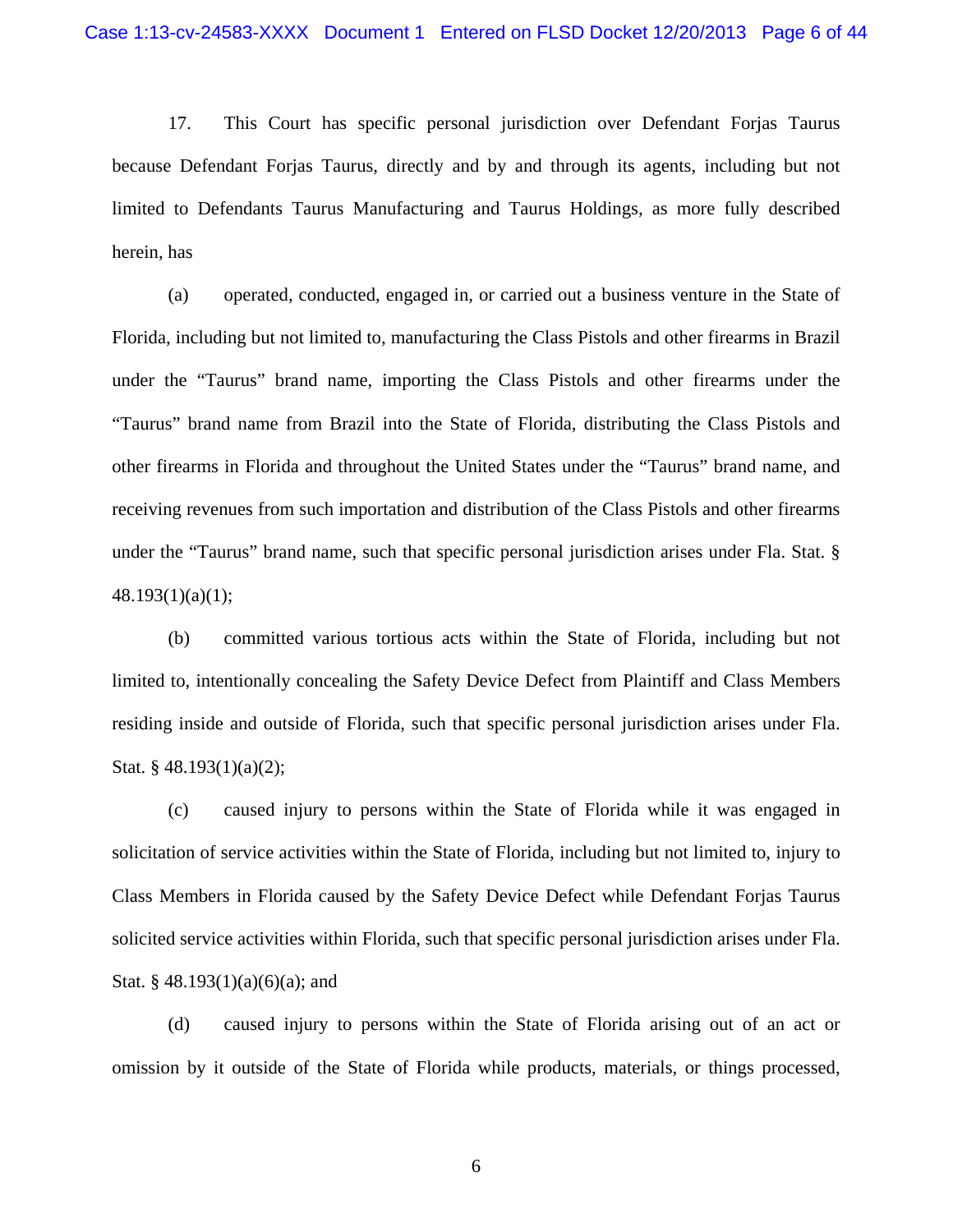17. This Court has specific personal jurisdiction over Defendant Forjas Taurus because Defendant Forjas Taurus, directly and by and through its agents, including but not limited to Defendants Taurus Manufacturing and Taurus Holdings, as more fully described herein, has

(a) operated, conducted, engaged in, or carried out a business venture in the State of Florida, including but not limited to, manufacturing the Class Pistols and other firearms in Brazil under the "Taurus" brand name, importing the Class Pistols and other firearms under the "Taurus" brand name from Brazil into the State of Florida, distributing the Class Pistols and other firearms in Florida and throughout the United States under the "Taurus" brand name, and receiving revenues from such importation and distribution of the Class Pistols and other firearms under the "Taurus" brand name, such that specific personal jurisdiction arises under Fla. Stat. § 48.193(1)(a)(1);

(b) committed various tortious acts within the State of Florida, including but not limited to, intentionally concealing the Safety Device Defect from Plaintiff and Class Members residing inside and outside of Florida, such that specific personal jurisdiction arises under Fla. Stat. § 48.193(1)(a)(2);

(c) caused injury to persons within the State of Florida while it was engaged in solicitation of service activities within the State of Florida, including but not limited to, injury to Class Members in Florida caused by the Safety Device Defect while Defendant Forjas Taurus solicited service activities within Florida, such that specific personal jurisdiction arises under Fla. Stat. § 48.193(1)(a)(6)(a); and

(d) caused injury to persons within the State of Florida arising out of an act or omission by it outside of the State of Florida while products, materials, or things processed,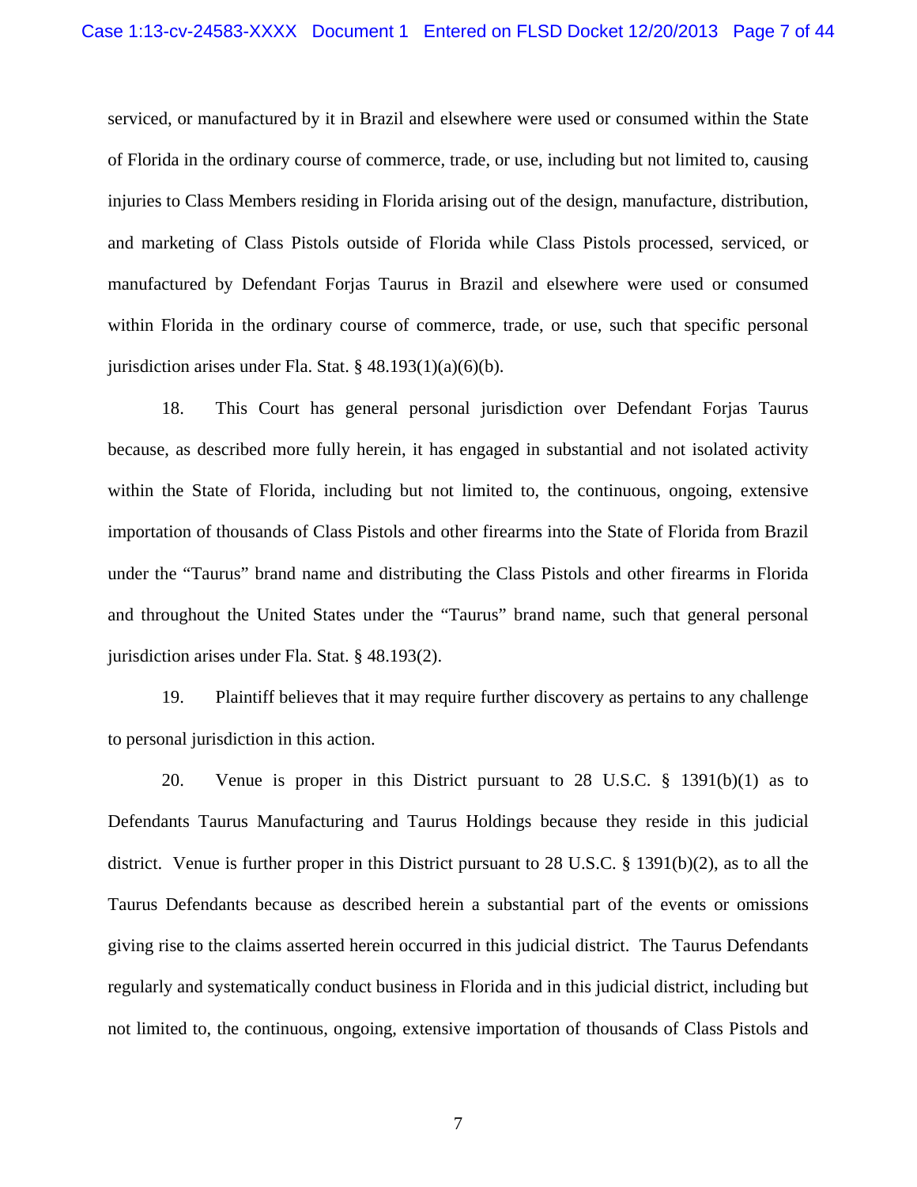serviced, or manufactured by it in Brazil and elsewhere were used or consumed within the State of Florida in the ordinary course of commerce, trade, or use, including but not limited to, causing injuries to Class Members residing in Florida arising out of the design, manufacture, distribution, and marketing of Class Pistols outside of Florida while Class Pistols processed, serviced, or manufactured by Defendant Forjas Taurus in Brazil and elsewhere were used or consumed within Florida in the ordinary course of commerce, trade, or use, such that specific personal jurisdiction arises under Fla. Stat. § 48.193(1)(a)(6)(b).

18. This Court has general personal jurisdiction over Defendant Forjas Taurus because, as described more fully herein, it has engaged in substantial and not isolated activity within the State of Florida, including but not limited to, the continuous, ongoing, extensive importation of thousands of Class Pistols and other firearms into the State of Florida from Brazil under the "Taurus" brand name and distributing the Class Pistols and other firearms in Florida and throughout the United States under the "Taurus" brand name, such that general personal jurisdiction arises under Fla. Stat. § 48.193(2).

19. Plaintiff believes that it may require further discovery as pertains to any challenge to personal jurisdiction in this action.

20. Venue is proper in this District pursuant to 28 U.S.C. § 1391(b)(1) as to Defendants Taurus Manufacturing and Taurus Holdings because they reside in this judicial district. Venue is further proper in this District pursuant to 28 U.S.C. § 1391(b)(2), as to all the Taurus Defendants because as described herein a substantial part of the events or omissions giving rise to the claims asserted herein occurred in this judicial district. The Taurus Defendants regularly and systematically conduct business in Florida and in this judicial district, including but not limited to, the continuous, ongoing, extensive importation of thousands of Class Pistols and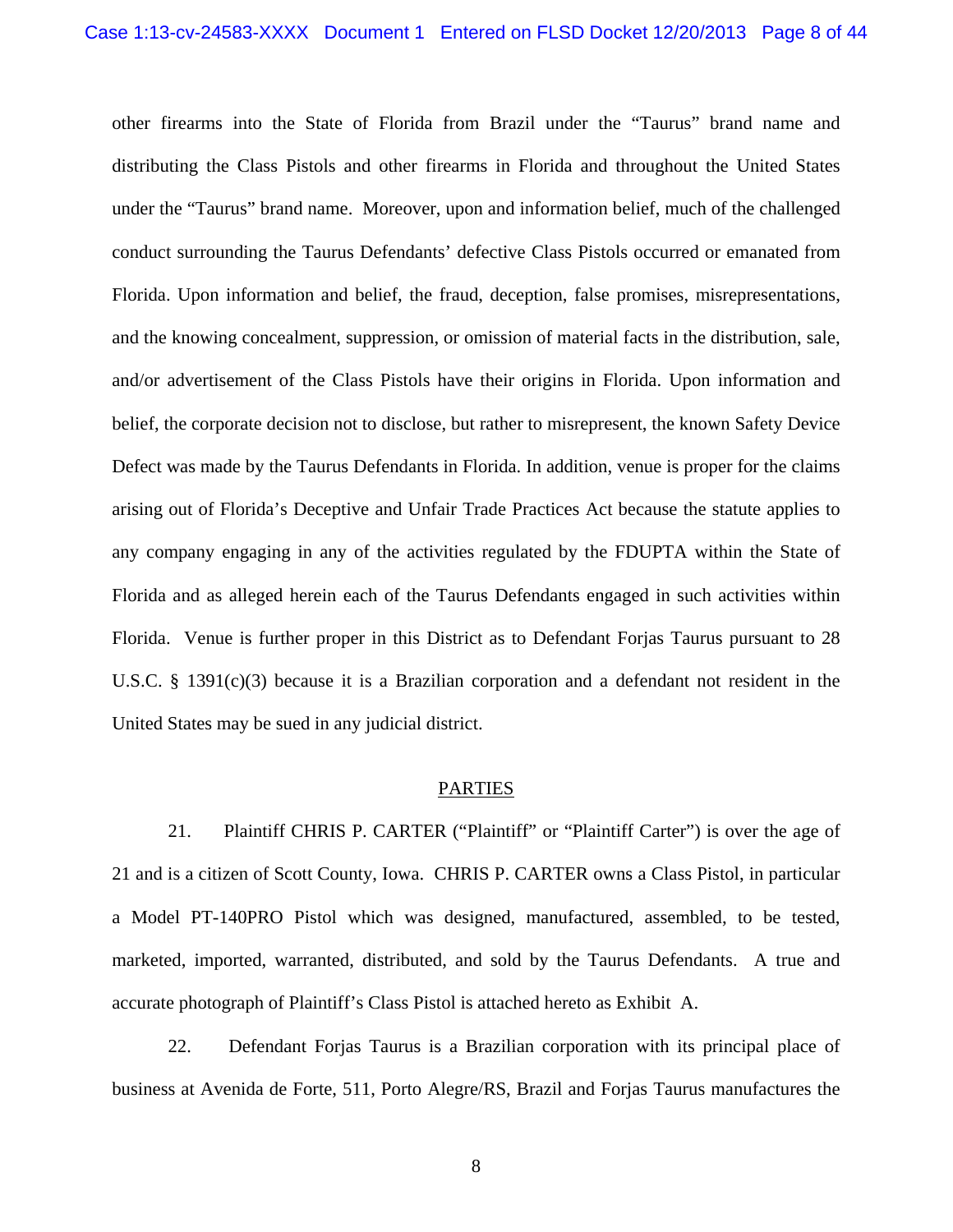other firearms into the State of Florida from Brazil under the "Taurus" brand name and distributing the Class Pistols and other firearms in Florida and throughout the United States under the "Taurus" brand name. Moreover, upon and information belief, much of the challenged conduct surrounding the Taurus Defendants' defective Class Pistols occurred or emanated from Florida. Upon information and belief, the fraud, deception, false promises, misrepresentations, and the knowing concealment, suppression, or omission of material facts in the distribution, sale, and/or advertisement of the Class Pistols have their origins in Florida. Upon information and belief, the corporate decision not to disclose, but rather to misrepresent, the known Safety Device Defect was made by the Taurus Defendants in Florida. In addition, venue is proper for the claims arising out of Florida's Deceptive and Unfair Trade Practices Act because the statute applies to any company engaging in any of the activities regulated by the FDUPTA within the State of Florida and as alleged herein each of the Taurus Defendants engaged in such activities within Florida. Venue is further proper in this District as to Defendant Forjas Taurus pursuant to 28 U.S.C. § 1391(c)(3) because it is a Brazilian corporation and a defendant not resident in the United States may be sued in any judicial district.

## PARTIES

21. Plaintiff CHRIS P. CARTER ("Plaintiff" or "Plaintiff Carter") is over the age of 21 and is a citizen of Scott County, Iowa. CHRIS P. CARTER owns a Class Pistol, in particular a Model PT-140PRO Pistol which was designed, manufactured, assembled, to be tested, marketed, imported, warranted, distributed, and sold by the Taurus Defendants. A true and accurate photograph of Plaintiff's Class Pistol is attached hereto as Exhibit A.

22. Defendant Forjas Taurus is a Brazilian corporation with its principal place of business at Avenida de Forte, 511, Porto Alegre/RS, Brazil and Forjas Taurus manufactures the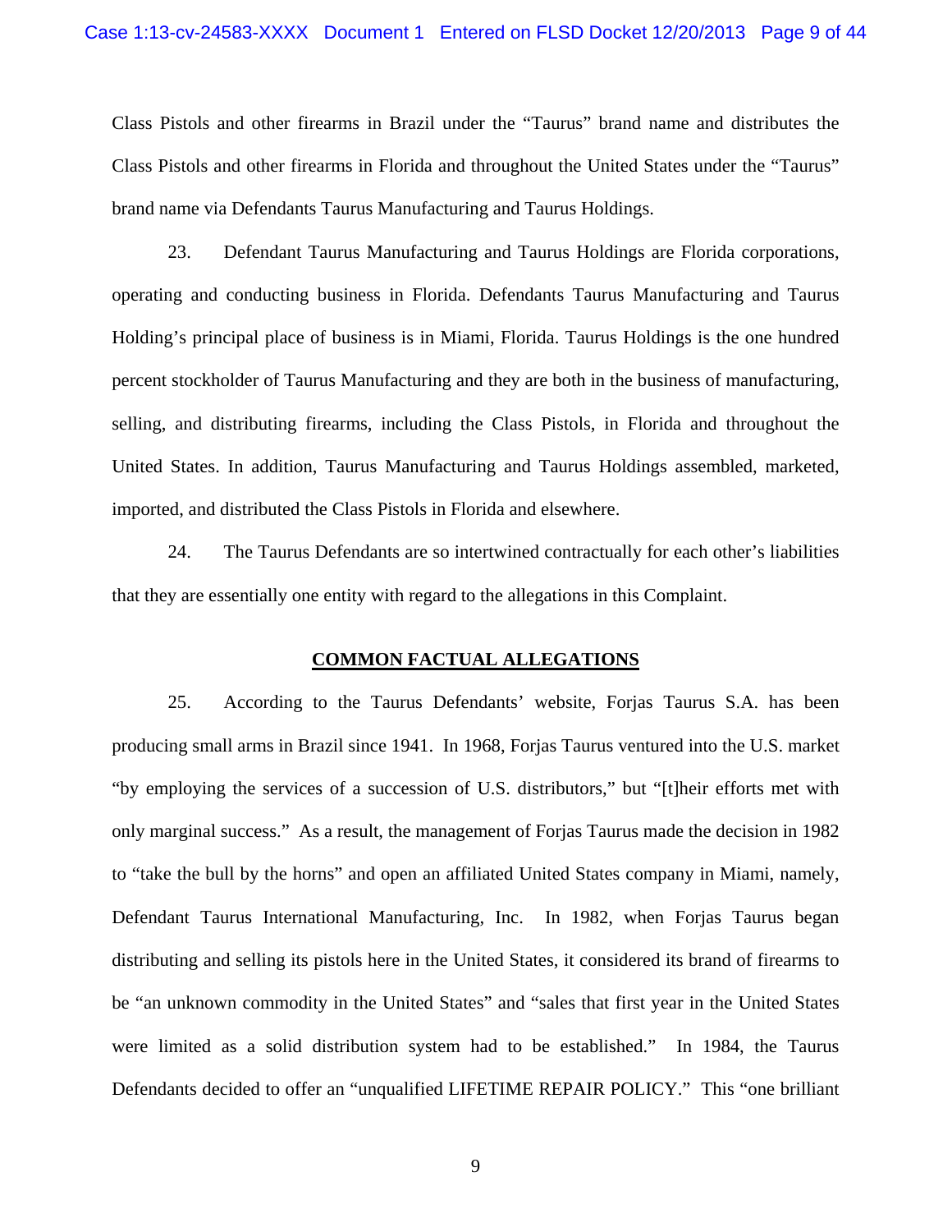Class Pistols and other firearms in Brazil under the "Taurus" brand name and distributes the Class Pistols and other firearms in Florida and throughout the United States under the "Taurus" brand name via Defendants Taurus Manufacturing and Taurus Holdings.

23. Defendant Taurus Manufacturing and Taurus Holdings are Florida corporations, operating and conducting business in Florida. Defendants Taurus Manufacturing and Taurus Holding's principal place of business is in Miami, Florida. Taurus Holdings is the one hundred percent stockholder of Taurus Manufacturing and they are both in the business of manufacturing, selling, and distributing firearms, including the Class Pistols, in Florida and throughout the United States. In addition, Taurus Manufacturing and Taurus Holdings assembled, marketed, imported, and distributed the Class Pistols in Florida and elsewhere.

24. The Taurus Defendants are so intertwined contractually for each other's liabilities that they are essentially one entity with regard to the allegations in this Complaint.

## COMMON FACTUAL ALLEGATIONS

25. According to the Taurus Defendants' website, Forjas Taurus S.A. has been producing small arms in Brazil since 1941. In 1968, Forjas Taurus ventured into the U.S. market "by employing the services of a succession of U.S. distributors," but "[t]heir efforts met with only marginal success." As a result, the management of Forjas Taurus made the decision in 1982 to "take the bull by the horns" and open an affiliated United States company in Miami, namely, Defendant Taurus International Manufacturing, Inc. In 1982, when Forjas Taurus began distributing and selling its pistols here in the United States, it considered its brand of firearms to be "an unknown commodity in the United States" and "sales that first year in the United States were limited as a solid distribution system had to be established." In 1984, the Taurus Defendants decided to offer an "unqualified LIFETIME REPAIR POLICY." This "one brilliant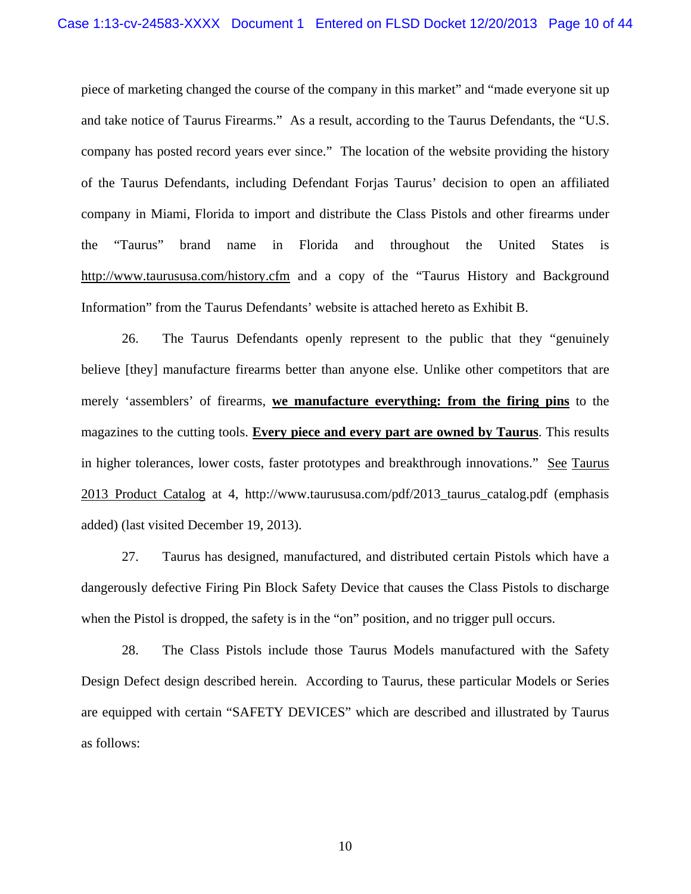piece of marketing changed the course of the company in this market" and "made everyone sit up and take notice of Taurus Firearms." As a result, according to the Taurus Defendants, the "U.S. company has posted record years ever since." The location of the website providing the history of the Taurus Defendants, including Defendant Forjas Taurus' decision to open an affiliated company in Miami, Florida to import and distribute the Class Pistols and other firearms under the "Taurus" brand name in Florida and throughout the United States is http://www.taurususa.com/history.cfm and a copy of the "Taurus History and Background Information" from the Taurus Defendants' website is attached hereto as Exhibit B.

26. The Taurus Defendants openly represent to the public that they "genuinely believe [they] manufacture firearms better than anyone else. Unlike other competitors that are merely 'assemblers' of firearms, **we manufacture everything: from the firing pins** to the magazines to the cutting tools. **Every piece and every part are owned by Taurus**. This results in higher tolerances, lower costs, faster prototypes and breakthrough innovations." See Taurus 2013 Product Catalog at 4, http://www.taurususa.com/pdf/2013_taurus_catalog.pdf (emphasis added) (last visited December 19, 2013).

27. Taurus has designed, manufactured, and distributed certain Pistols which have a dangerously defective Firing Pin Block Safety Device that causes the Class Pistols to discharge when the Pistol is dropped, the safety is in the "on" position, and no trigger pull occurs.

28. The Class Pistols include those Taurus Models manufactured with the Safety Design Defect design described herein. According to Taurus, these particular Models or Series are equipped with certain "SAFETY DEVICES" which are described and illustrated by Taurus as follows: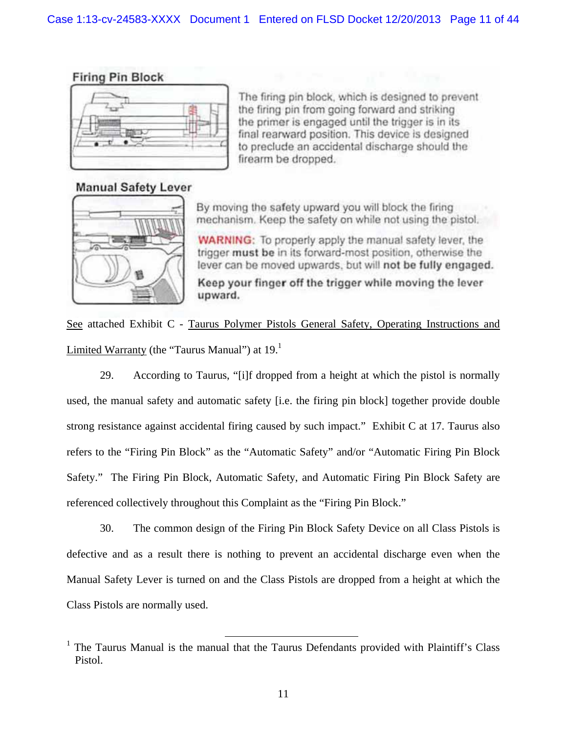**Firing Pin Block**

The firing pin block, which is designed to prevent the firing pin from going forward and striking the primer is engaged until the trigger is in its final rearward position. This device is designed to preclude an accidental discharge should the firearm be dropped.

**Manual Safety Lever**

By moving the safety upward you will block the firing mechanism. Keep the safety on while not using the pistol.

**WARNING:** To properly apply the manual safety lever, the trigger **must be** in its forward-most position, otherwise the lever can be moved upwards, but will **not be fully engaged.**

**Keep your finger off the trigger while moving the lever upward.**

See attached Exhibit C - Taurus Polymer Pistols General Safety, Operating Instructions and Limited Warranty (the "Taurus Manual") at 19.[1]

29. According to Taurus, "[i]f dropped from a height at which the pistol is normally used, the manual safety and automatic safety [i.e. the firing pin block] together provide double strong resistance against accidental firing caused by such impact." Exhibit C at 17. Taurus also refers to the "Firing Pin Block" as the "Automatic Safety" and/or "Automatic Firing Pin Block Safety." The Firing Pin Block, Automatic Safety, and Automatic Firing Pin Block Safety are referenced collectively throughout this Complaint as the "Firing Pin Block."

30. The common design of the Firing Pin Block Safety Device on all Class Pistols is defective and as a result there is nothing to prevent an accidental discharge even when the Manual Safety Lever is turned on and the Class Pistols are dropped from a height at which the Class Pistols are normally used.

---

[1] The Taurus Manual is the manual that the Taurus Defendants provided with Plaintiff's Class Pistol.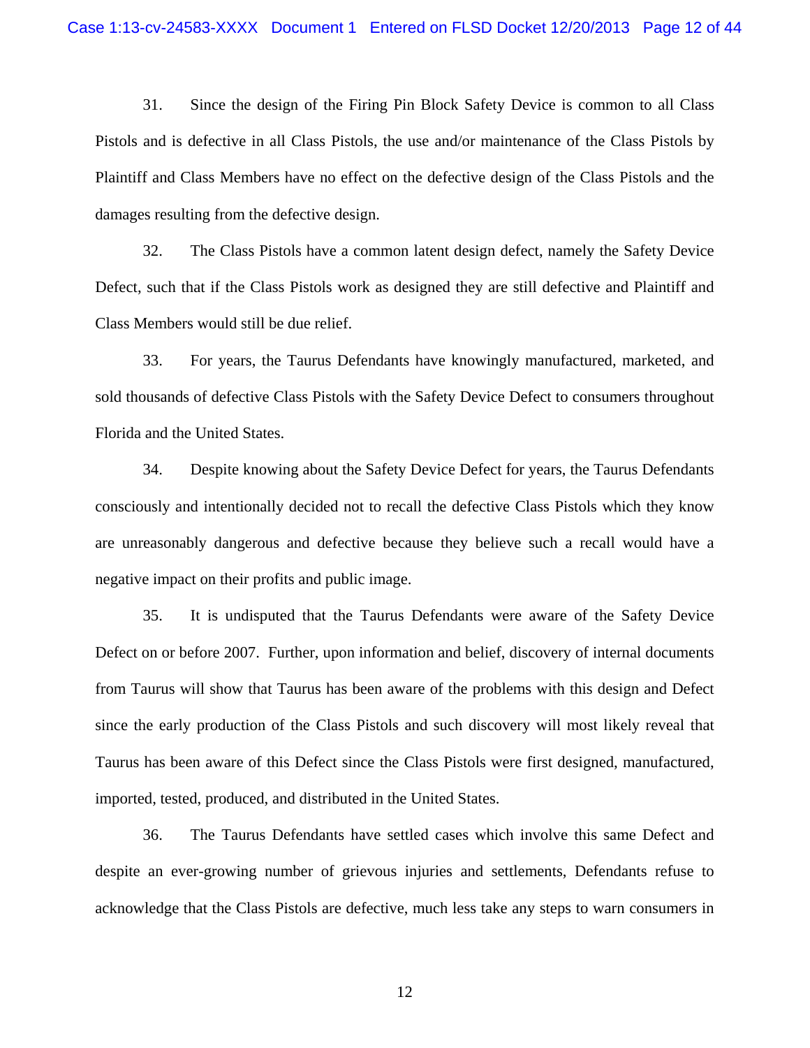31. Since the design of the Firing Pin Block Safety Device is common to all Class Pistols and is defective in all Class Pistols, the use and/or maintenance of the Class Pistols by Plaintiff and Class Members have no effect on the defective design of the Class Pistols and the damages resulting from the defective design.

32. The Class Pistols have a common latent design defect, namely the Safety Device Defect, such that if the Class Pistols work as designed they are still defective and Plaintiff and Class Members would still be due relief.

33. For years, the Taurus Defendants have knowingly manufactured, marketed, and sold thousands of defective Class Pistols with the Safety Device Defect to consumers throughout Florida and the United States.

34. Despite knowing about the Safety Device Defect for years, the Taurus Defendants consciously and intentionally decided not to recall the defective Class Pistols which they know are unreasonably dangerous and defective because they believe such a recall would have a negative impact on their profits and public image.

35. It is undisputed that the Taurus Defendants were aware of the Safety Device Defect on or before 2007. Further, upon information and belief, discovery of internal documents from Taurus will show that Taurus has been aware of the problems with this design and Defect since the early production of the Class Pistols and such discovery will most likely reveal that Taurus has been aware of this Defect since the Class Pistols were first designed, manufactured, imported, tested, produced, and distributed in the United States.

36. The Taurus Defendants have settled cases which involve this same Defect and despite an ever-growing number of grievous injuries and settlements, Defendants refuse to acknowledge that the Class Pistols are defective, much less take any steps to warn consumers in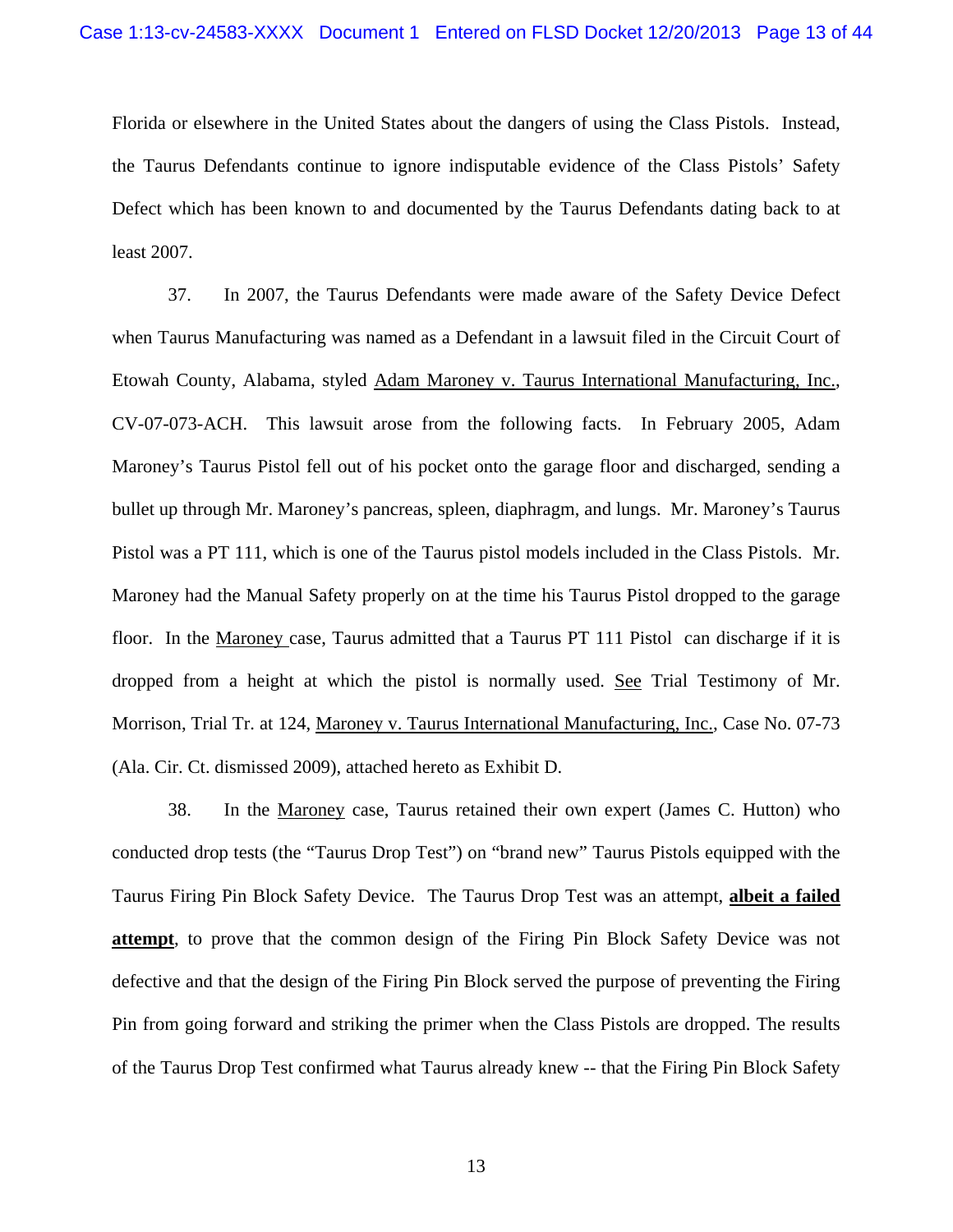Florida or elsewhere in the United States about the dangers of using the Class Pistols. Instead, the Taurus Defendants continue to ignore indisputable evidence of the Class Pistols' Safety Defect which has been known to and documented by the Taurus Defendants dating back to at least 2007.

37. In 2007, the Taurus Defendants were made aware of the Safety Device Defect when Taurus Manufacturing was named as a Defendant in a lawsuit filed in the Circuit Court of Etowah County, Alabama, styled Adam Maroney v. Taurus International Manufacturing, Inc., CV-07-073-ACH. This lawsuit arose from the following facts. In February 2005, Adam Maroney's Taurus Pistol fell out of his pocket onto the garage floor and discharged, sending a bullet up through Mr. Maroney's pancreas, spleen, diaphragm, and lungs. Mr. Maroney's Taurus Pistol was a PT 111, which is one of the Taurus pistol models included in the Class Pistols. Mr. Maroney had the Manual Safety properly on at the time his Taurus Pistol dropped to the garage floor. In the Maroney case, Taurus admitted that a Taurus PT 111 Pistol can discharge if it is dropped from a height at which the pistol is normally used. *See* Trial Testimony of Mr. Morrison, Trial Tr. at 124, Maroney v. Taurus International Manufacturing, Inc., Case No. 07-73 (Ala. Cir. Ct. dismissed 2009), attached hereto as Exhibit D.

38. In the Maroney case, Taurus retained their own expert (James C. Hutton) who conducted drop tests (the "Taurus Drop Test") on "brand new" Taurus Pistols equipped with the Taurus Firing Pin Block Safety Device. The Taurus Drop Test was an attempt, **albeit a failed attempt**, to prove that the common design of the Firing Pin Block Safety Device was not defective and that the design of the Firing Pin Block served the purpose of preventing the Firing Pin from going forward and striking the primer when the Class Pistols are dropped. The results of the Taurus Drop Test confirmed what Taurus already knew -- that the Firing Pin Block Safety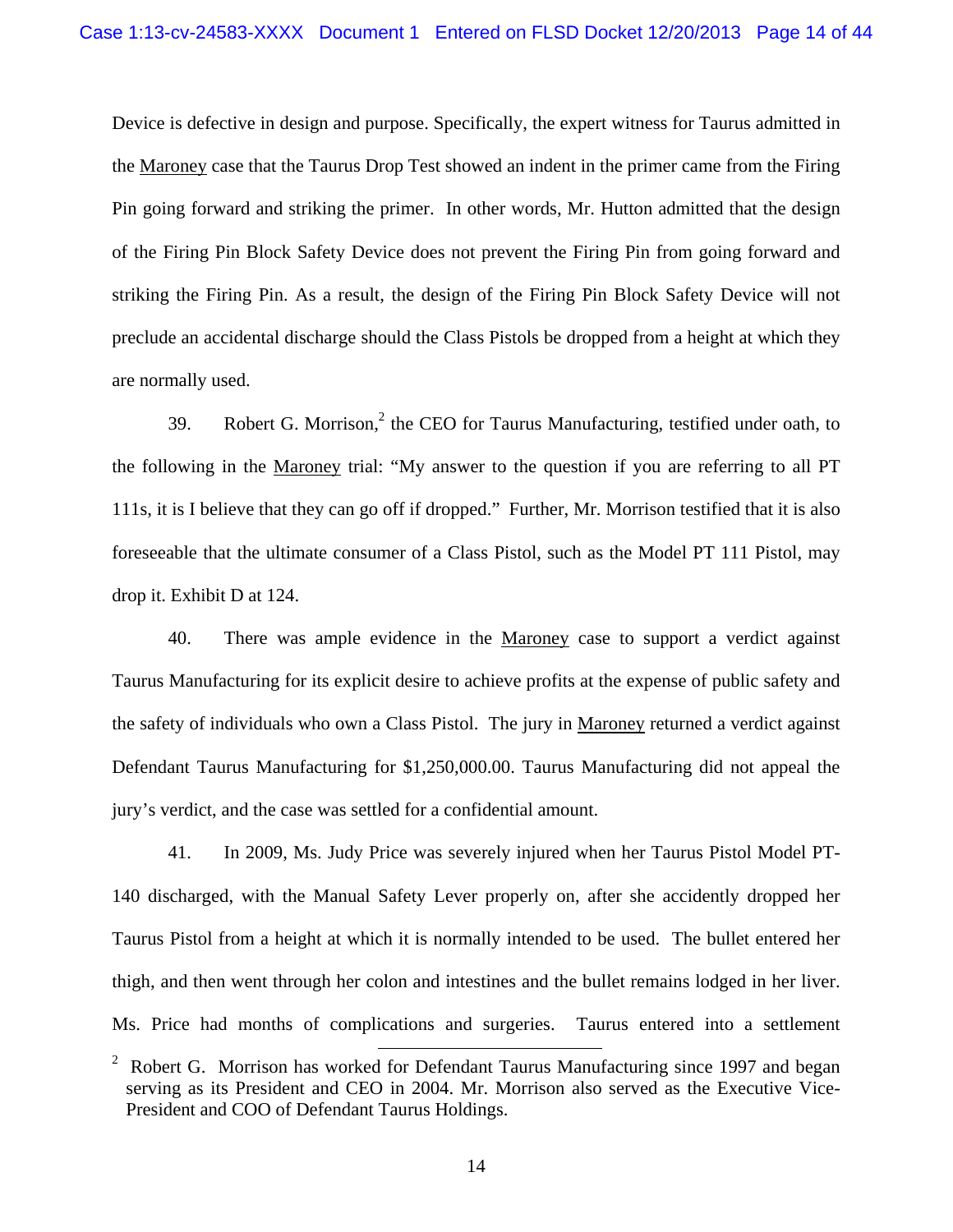Device is defective in design and purpose. Specifically, the expert witness for Taurus admitted in the Maroney case that the Taurus Drop Test showed an indent in the primer came from the Firing Pin going forward and striking the primer. In other words, Mr. Hutton admitted that the design of the Firing Pin Block Safety Device does not prevent the Firing Pin from going forward and striking the Firing Pin. As a result, the design of the Firing Pin Block Safety Device will not preclude an accidental discharge should the Class Pistols be dropped from a height at which they are normally used.

39. Robert G. Morrison,[2] the CEO for Taurus Manufacturing, testified under oath, to the following in the Maroney trial: "My answer to the question if you are referring to all PT 111s, it is I believe that they can go off if dropped." Further, Mr. Morrison testified that it is also foreseeable that the ultimate consumer of a Class Pistol, such as the Model PT 111 Pistol, may drop it. Exhibit D at 124.

40. There was ample evidence in the Maroney case to support a verdict against Taurus Manufacturing for its explicit desire to achieve profits at the expense of public safety and the safety of individuals who own a Class Pistol. The jury in Maroney returned a verdict against Defendant Taurus Manufacturing for $1,250,000.00. Taurus Manufacturing did not appeal the jury's verdict, and the case was settled for a confidential amount.

41. In 2009, Ms. Judy Price was severely injured when her Taurus Pistol Model PT-140 discharged, with the Manual Safety Lever properly on, after she accidently dropped her Taurus Pistol from a height at which it is normally intended to be used. The bullet entered her thigh, and then went through her colon and intestines and the bullet remains lodged in her liver. Ms. Price had months of complications and surgeries. Taurus entered into a settlement

---

[2] Robert G. Morrison has worked for Defendant Taurus Manufacturing since 1997 and began serving as its President and CEO in 2004. Mr. Morrison also served as the Executive Vice-President and COO of Defendant Taurus Holdings.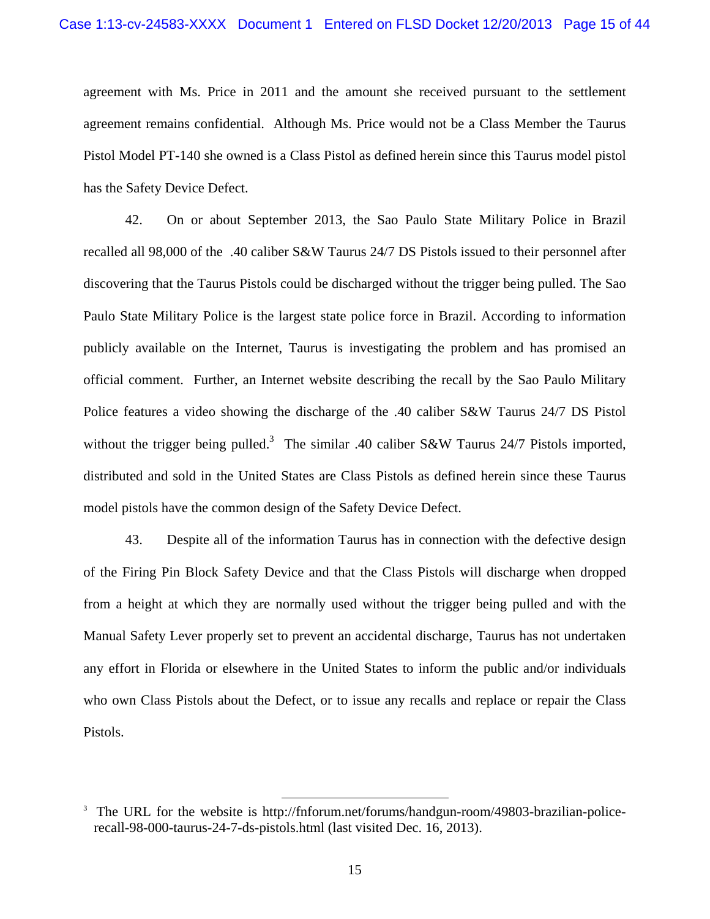agreement with Ms. Price in 2011 and the amount she received pursuant to the settlement agreement remains confidential. Although Ms. Price would not be a Class Member the Taurus Pistol Model PT-140 she owned is a Class Pistol as defined herein since this Taurus model pistol has the Safety Device Defect.

42. On or about September 2013, the Sao Paulo State Military Police in Brazil recalled all 98,000 of the .40 caliber S&W Taurus 24/7 DS Pistols issued to their personnel after discovering that the Taurus Pistols could be discharged without the trigger being pulled. The Sao Paulo State Military Police is the largest state police force in Brazil. According to information publicly available on the Internet, Taurus is investigating the problem and has promised an official comment. Further, an Internet website describing the recall by the Sao Paulo Military Police features a video showing the discharge of the .40 caliber S&W Taurus 24/7 DS Pistol without the trigger being pulled.[3] The similar .40 caliber S&W Taurus 24/7 Pistols imported, distributed and sold in the United States are Class Pistols as defined herein since these Taurus model pistols have the common design of the Safety Device Defect.

43. Despite all of the information Taurus has in connection with the defective design of the Firing Pin Block Safety Device and that the Class Pistols will discharge when dropped from a height at which they are normally used without the trigger being pulled and with the Manual Safety Lever properly set to prevent an accidental discharge, Taurus has not undertaken any effort in Florida or elsewhere in the United States to inform the public and/or individuals who own Class Pistols about the Defect, or to issue any recalls and replace or repair the Class Pistols.

---

[3] The URL for the website is http://fnforum.net/forums/handgun-room/49803-brazilian-police-recall-98-000-taurus-24-7-ds-pistols.html (last visited Dec. 16, 2013).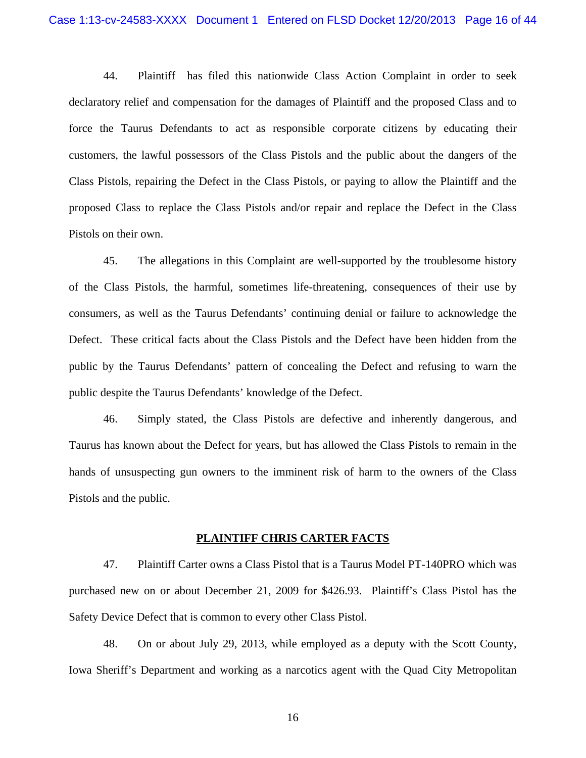44. Plaintiff has filed this nationwide Class Action Complaint in order to seek declaratory relief and compensation for the damages of Plaintiff and the proposed Class and to force the Taurus Defendants to act as responsible corporate citizens by educating their customers, the lawful possessors of the Class Pistols and the public about the dangers of the Class Pistols, repairing the Defect in the Class Pistols, or paying to allow the Plaintiff and the proposed Class to replace the Class Pistols and/or repair and replace the Defect in the Class Pistols on their own.

45. The allegations in this Complaint are well-supported by the troublesome history of the Class Pistols, the harmful, sometimes life-threatening, consequences of their use by consumers, as well as the Taurus Defendants' continuing denial or failure to acknowledge the Defect. These critical facts about the Class Pistols and the Defect have been hidden from the public by the Taurus Defendants' pattern of concealing the Defect and refusing to warn the public despite the Taurus Defendants' knowledge of the Defect.

46. Simply stated, the Class Pistols are defective and inherently dangerous, and Taurus has known about the Defect for years, but has allowed the Class Pistols to remain in the hands of unsuspecting gun owners to the imminent risk of harm to the owners of the Class Pistols and the public.

**PLAINTIFF CHRIS CARTER FACTS**

47. Plaintiff Carter owns a Class Pistol that is a Taurus Model PT-140PRO which was purchased new on or about December 21, 2009 for $426.93. Plaintiff's Class Pistol has the Safety Device Defect that is common to every other Class Pistol.

48. On or about July 29, 2013, while employed as a deputy with the Scott County, Iowa Sheriff's Department and working as a narcotics agent with the Quad City Metropolitan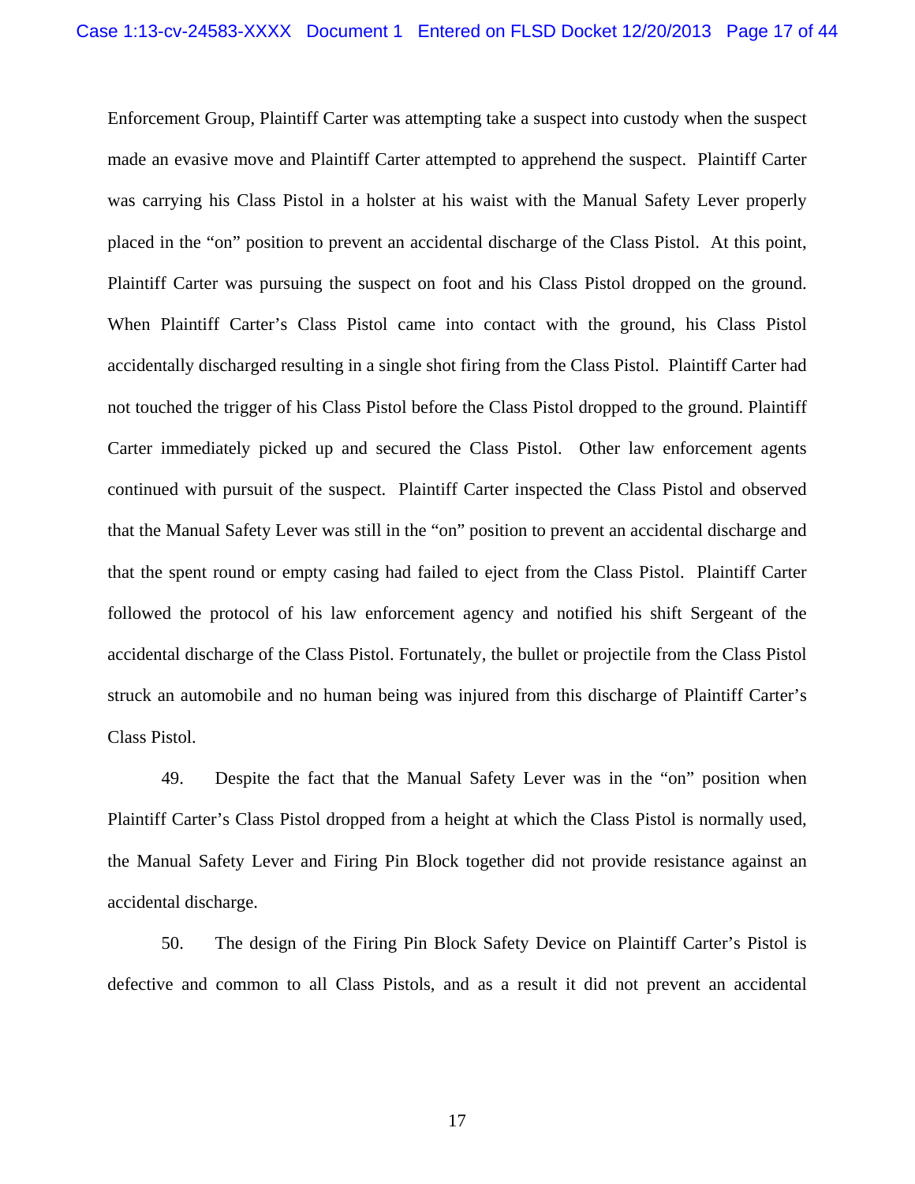Enforcement Group, Plaintiff Carter was attempting take a suspect into custody when the suspect made an evasive move and Plaintiff Carter attempted to apprehend the suspect. Plaintiff Carter was carrying his Class Pistol in a holster at his waist with the Manual Safety Lever properly placed in the "on" position to prevent an accidental discharge of the Class Pistol. At this point, Plaintiff Carter was pursuing the suspect on foot and his Class Pistol dropped on the ground. When Plaintiff Carter's Class Pistol came into contact with the ground, his Class Pistol accidentally discharged resulting in a single shot firing from the Class Pistol. Plaintiff Carter had not touched the trigger of his Class Pistol before the Class Pistol dropped to the ground. Plaintiff Carter immediately picked up and secured the Class Pistol. Other law enforcement agents continued with pursuit of the suspect. Plaintiff Carter inspected the Class Pistol and observed that the Manual Safety Lever was still in the "on" position to prevent an accidental discharge and that the spent round or empty casing had failed to eject from the Class Pistol. Plaintiff Carter followed the protocol of his law enforcement agency and notified his shift Sergeant of the accidental discharge of the Class Pistol. Fortunately, the bullet or projectile from the Class Pistol struck an automobile and no human being was injured from this discharge of Plaintiff Carter's Class Pistol.

49. Despite the fact that the Manual Safety Lever was in the "on" position when Plaintiff Carter's Class Pistol dropped from a height at which the Class Pistol is normally used, the Manual Safety Lever and Firing Pin Block together did not provide resistance against an accidental discharge.

50. The design of the Firing Pin Block Safety Device on Plaintiff Carter's Pistol is defective and common to all Class Pistols, and as a result it did not prevent an accidental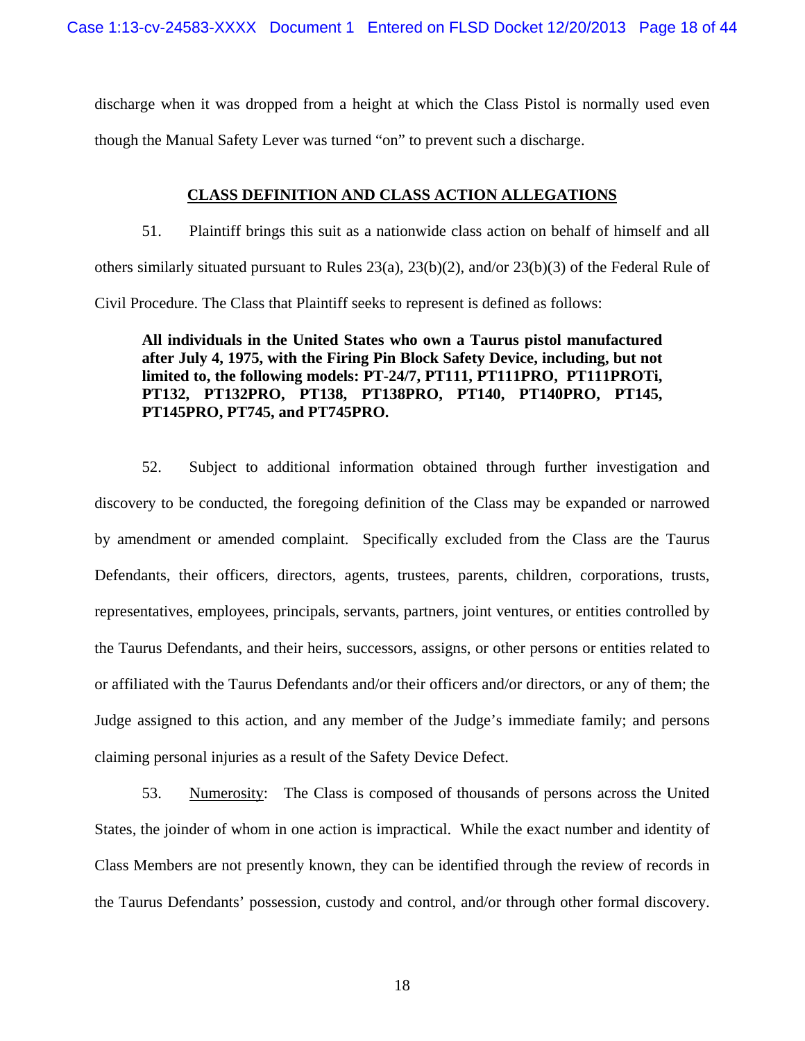discharge when it was dropped from a height at which the Class Pistol is normally used even though the Manual Safety Lever was turned "on" to prevent such a discharge.

## CLASS DEFINITION AND CLASS ACTION ALLEGATIONS

51. Plaintiff brings this suit as a nationwide class action on behalf of himself and all others similarly situated pursuant to Rules 23(a), 23(b)(2), and/or 23(b)(3) of the Federal Rule of Civil Procedure. The Class that Plaintiff seeks to represent is defined as follows:

> **All individuals in the United States who own a Taurus pistol manufactured after July 4, 1975, with the Firing Pin Block Safety Device, including, but not limited to, the following models: PT-24/7, PT111, PT111PRO, PT111PROTi, PT132, PT132PRO, PT138, PT138PRO, PT140, PT140PRO, PT145, PT145PRO, PT745, and PT745PRO.**

52. Subject to additional information obtained through further investigation and discovery to be conducted, the foregoing definition of the Class may be expanded or narrowed by amendment or amended complaint. Specifically excluded from the Class are the Taurus Defendants, their officers, directors, agents, trustees, parents, children, corporations, trusts, representatives, employees, principals, servants, partners, joint ventures, or entities controlled by the Taurus Defendants, and their heirs, successors, assigns, or other persons or entities related to or affiliated with the Taurus Defendants and/or their officers and/or directors, or any of them; the Judge assigned to this action, and any member of the Judge's immediate family; and persons claiming personal injuries as a result of the Safety Device Defect.

53. Numerosity: The Class is composed of thousands of persons across the United States, the joinder of whom in one action is impractical. While the exact number and identity of Class Members are not presently known, they can be identified through the review of records in the Taurus Defendants' possession, custody and control, and/or through other formal discovery.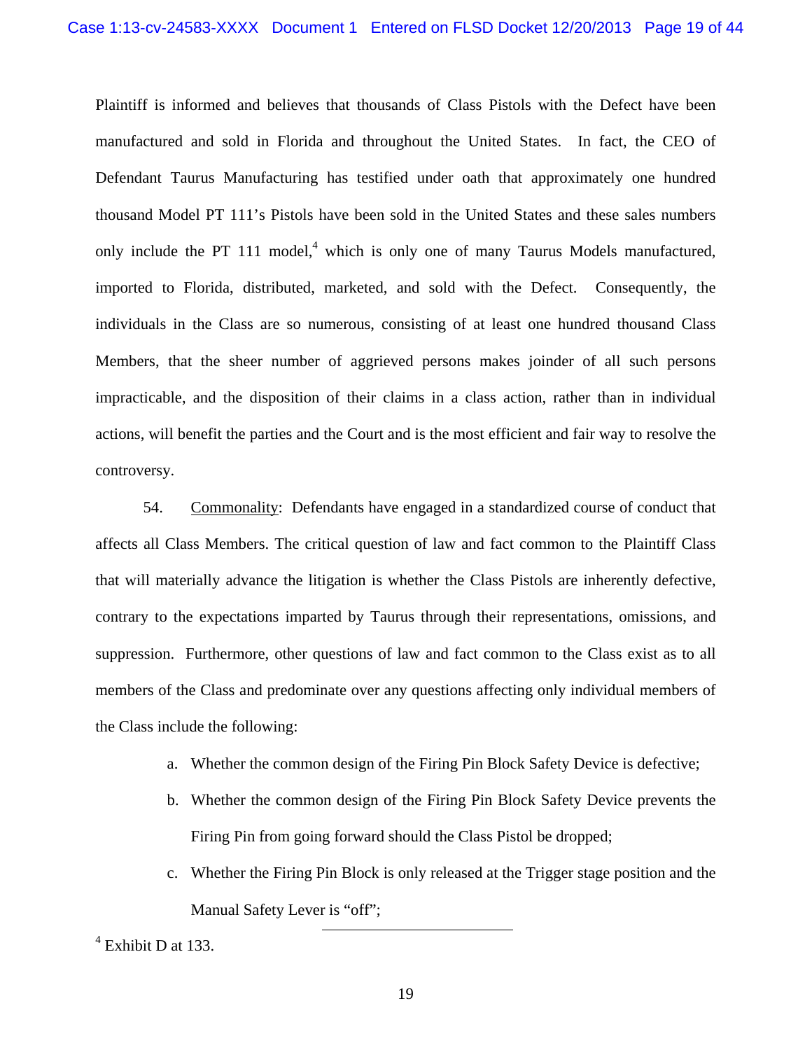Plaintiff is informed and believes that thousands of Class Pistols with the Defect have been manufactured and sold in Florida and throughout the United States. In fact, the CEO of Defendant Taurus Manufacturing has testified under oath that approximately one hundred thousand Model PT 111's Pistols have been sold in the United States and these sales numbers only include the PT 111 model,[4] which is only one of many Taurus Models manufactured, imported to Florida, distributed, marketed, and sold with the Defect. Consequently, the individuals in the Class are so numerous, consisting of at least one hundred thousand Class Members, that the sheer number of aggrieved persons makes joinder of all such persons impracticable, and the disposition of their claims in a class action, rather than in individual actions, will benefit the parties and the Court and is the most efficient and fair way to resolve the controversy.

54. Commonality: Defendants have engaged in a standardized course of conduct that affects all Class Members. The critical question of law and fact common to the Plaintiff Class that will materially advance the litigation is whether the Class Pistols are inherently defective, contrary to the expectations imparted by Taurus through their representations, omissions, and suppression. Furthermore, other questions of law and fact common to the Class exist as to all members of the Class and predominate over any questions affecting only individual members of the Class include the following:

a. Whether the common design of the Firing Pin Block Safety Device is defective;

b. Whether the common design of the Firing Pin Block Safety Device prevents the Firing Pin from going forward should the Class Pistol be dropped;

c. Whether the Firing Pin Block is only released at the Trigger stage position and the Manual Safety Lever is "off";

[4] Exhibit D at 133.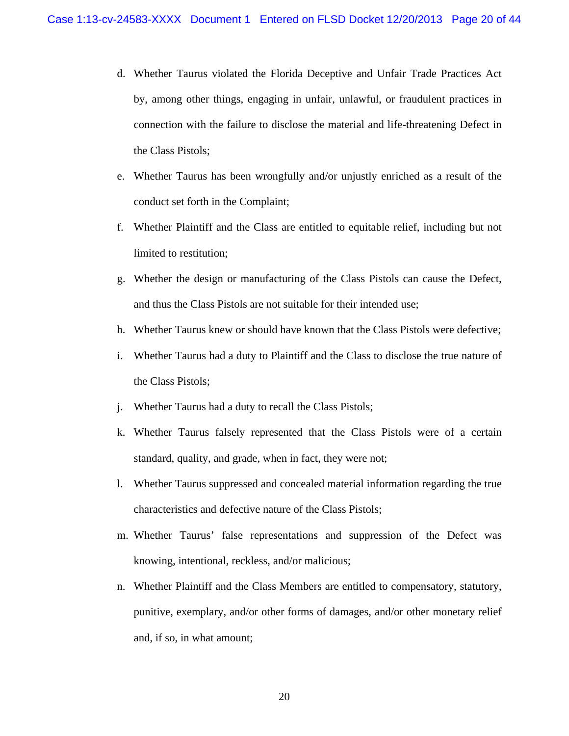d. Whether Taurus violated the Florida Deceptive and Unfair Trade Practices Act by, among other things, engaging in unfair, unlawful, or fraudulent practices in connection with the failure to disclose the material and life-threatening Defect in the Class Pistols;

e. Whether Taurus has been wrongfully and/or unjustly enriched as a result of the conduct set forth in the Complaint;

f. Whether Plaintiff and the Class are entitled to equitable relief, including but not limited to restitution;

g. Whether the design or manufacturing of the Class Pistols can cause the Defect, and thus the Class Pistols are not suitable for their intended use;

h. Whether Taurus knew or should have known that the Class Pistols were defective;

i. Whether Taurus had a duty to Plaintiff and the Class to disclose the true nature of the Class Pistols;

j. Whether Taurus had a duty to recall the Class Pistols;

k. Whether Taurus falsely represented that the Class Pistols were of a certain standard, quality, and grade, when in fact, they were not;

l. Whether Taurus suppressed and concealed material information regarding the true characteristics and defective nature of the Class Pistols;

m. Whether Taurus' false representations and suppression of the Defect was knowing, intentional, reckless, and/or malicious;

n. Whether Plaintiff and the Class Members are entitled to compensatory, statutory, punitive, exemplary, and/or other forms of damages, and/or other monetary relief and, if so, in what amount;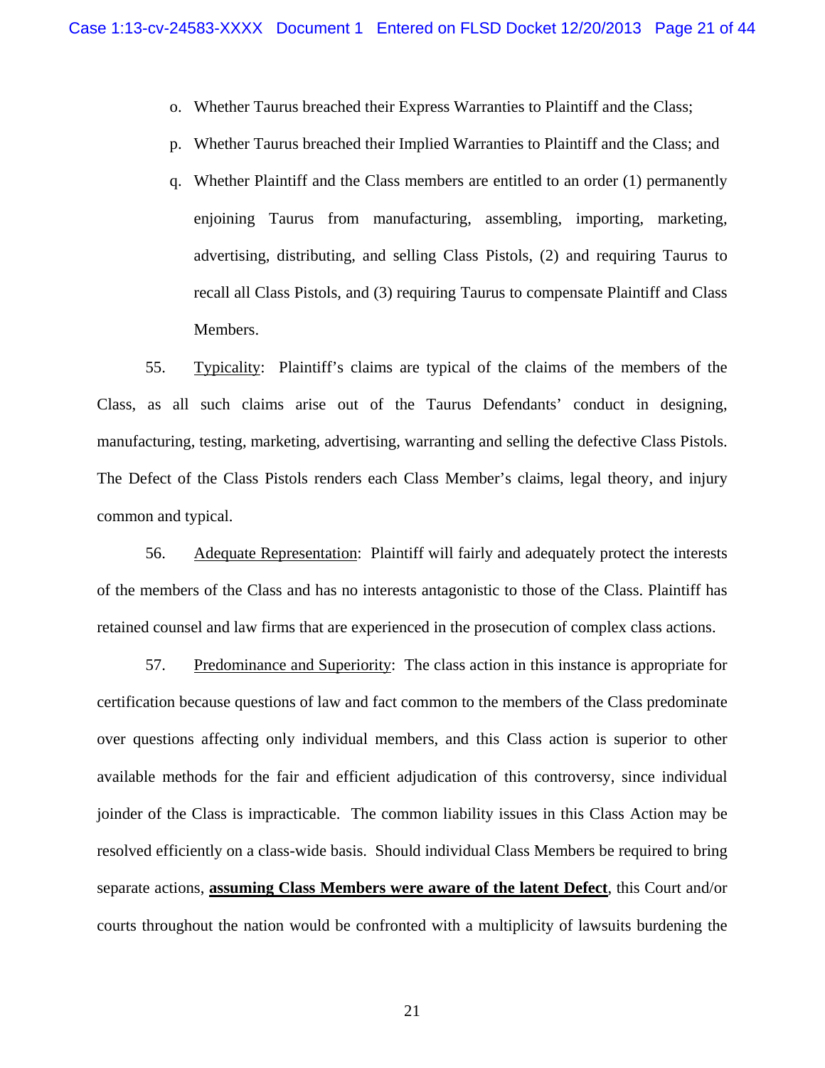o. Whether Taurus breached their Express Warranties to Plaintiff and the Class;

p. Whether Taurus breached their Implied Warranties to Plaintiff and the Class; and

q. Whether Plaintiff and the Class members are entitled to an order (1) permanently enjoining Taurus from manufacturing, assembling, importing, marketing, advertising, distributing, and selling Class Pistols, (2) and requiring Taurus to recall all Class Pistols, and (3) requiring Taurus to compensate Plaintiff and Class Members.

55. Typicality: Plaintiff's claims are typical of the claims of the members of the Class, as all such claims arise out of the Taurus Defendants' conduct in designing, manufacturing, testing, marketing, advertising, warranting and selling the defective Class Pistols. The Defect of the Class Pistols renders each Class Member's claims, legal theory, and injury common and typical.

56. Adequate Representation: Plaintiff will fairly and adequately protect the interests of the members of the Class and has no interests antagonistic to those of the Class. Plaintiff has retained counsel and law firms that are experienced in the prosecution of complex class actions.

57. Predominance and Superiority: The class action in this instance is appropriate for certification because questions of law and fact common to the members of the Class predominate over questions affecting only individual members, and this Class action is superior to other available methods for the fair and efficient adjudication of this controversy, since individual joinder of the Class is impracticable. The common liability issues in this Class Action may be resolved efficiently on a class-wide basis. Should individual Class Members be required to bring separate actions, **assuming Class Members were aware of the latent Defect**, this Court and/or courts throughout the nation would be confronted with a multiplicity of lawsuits burdening the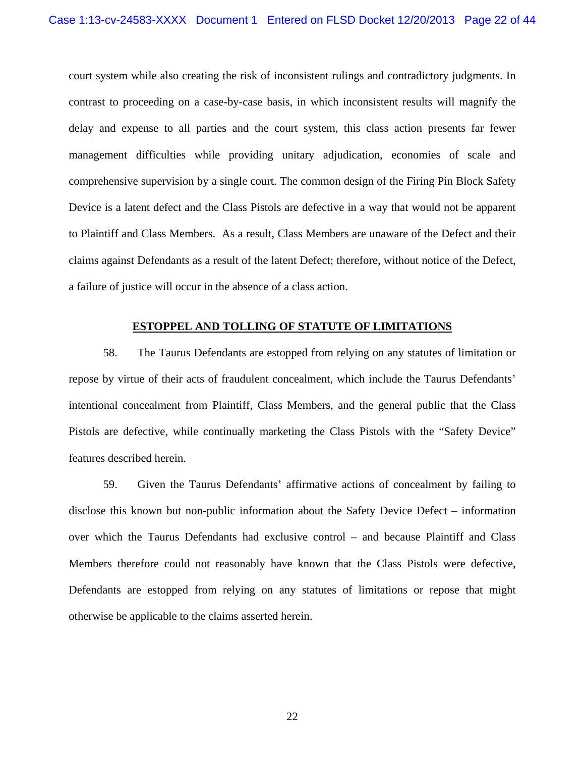court system while also creating the risk of inconsistent rulings and contradictory judgments. In contrast to proceeding on a case-by-case basis, in which inconsistent results will magnify the delay and expense to all parties and the court system, this class action presents far fewer management difficulties while providing unitary adjudication, economies of scale and comprehensive supervision by a single court. The common design of the Firing Pin Block Safety Device is a latent defect and the Class Pistols are defective in a way that would not be apparent to Plaintiff and Class Members. As a result, Class Members are unaware of the Defect and their claims against Defendants as a result of the latent Defect; therefore, without notice of the Defect, a failure of justice will occur in the absence of a class action.

## ESTOPPEL AND TOLLING OF STATUTE OF LIMITATIONS

58. The Taurus Defendants are estopped from relying on any statutes of limitation or repose by virtue of their acts of fraudulent concealment, which include the Taurus Defendants' intentional concealment from Plaintiff, Class Members, and the general public that the Class Pistols are defective, while continually marketing the Class Pistols with the "Safety Device" features described herein.

59. Given the Taurus Defendants' affirmative actions of concealment by failing to disclose this known but non-public information about the Safety Device Defect – information over which the Taurus Defendants had exclusive control – and because Plaintiff and Class Members therefore could not reasonably have known that the Class Pistols were defective, Defendants are estopped from relying on any statutes of limitations or repose that might otherwise be applicable to the claims asserted herein.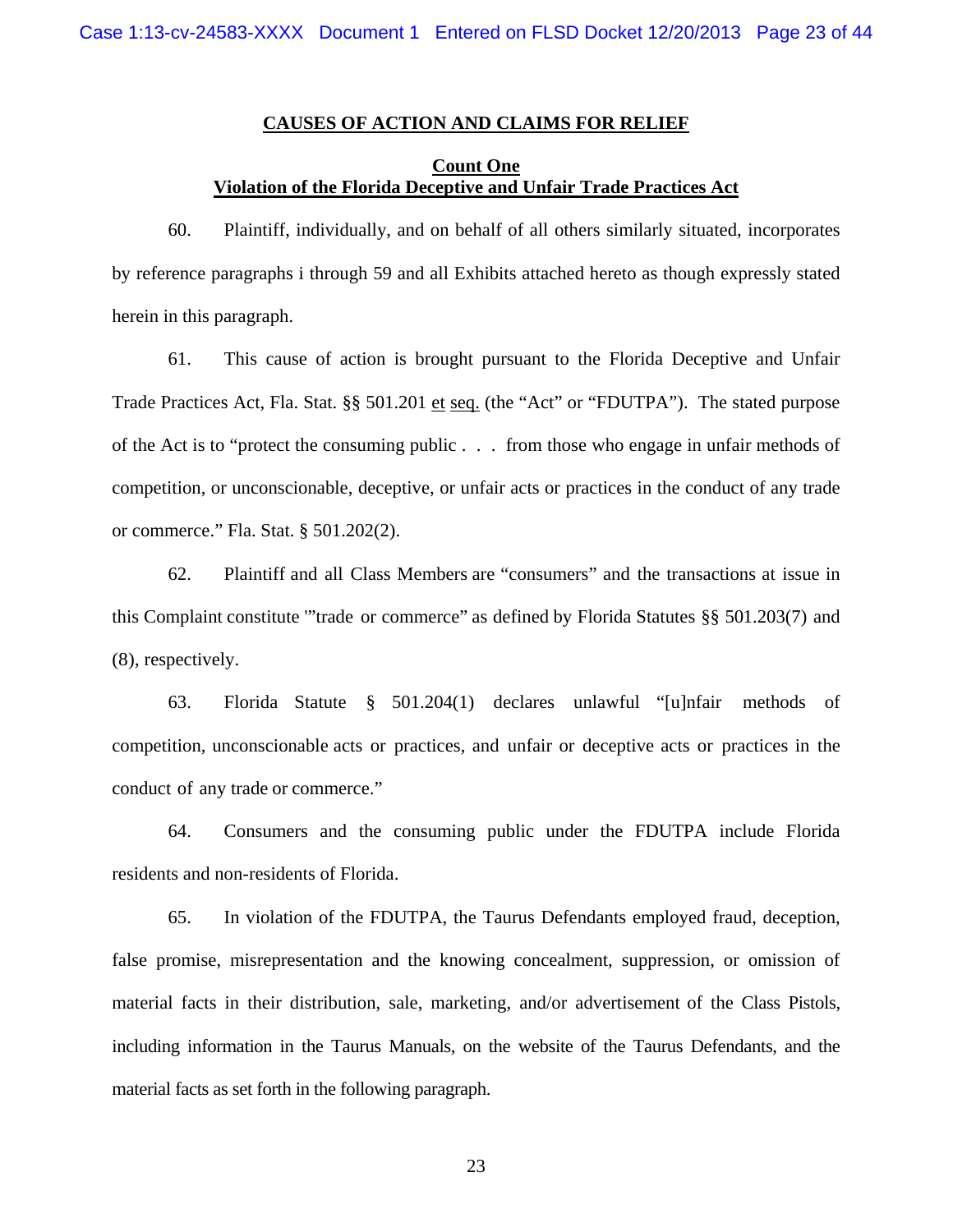## CAUSES OF ACTION AND CLAIMS FOR RELIEF

### Count One
### Violation of the Florida Deceptive and Unfair Trade Practices Act

60. Plaintiff, individually, and on behalf of all others similarly situated, incorporates by reference paragraphs i through 59 and all Exhibits attached hereto as though expressly stated herein in this paragraph.

61. This cause of action is brought pursuant to the Florida Deceptive and Unfair Trade Practices Act, Fla. Stat. §§ 501.201 et seq. (the "Act" or "FDUTPA"). The stated purpose of the Act is to "protect the consuming public . . . from those who engage in unfair methods of competition, or unconscionable, deceptive, or unfair acts or practices in the conduct of any trade or commerce." Fla. Stat. § 501.202(2).

62. Plaintiff and all Class Members are "consumers" and the transactions at issue in this Complaint constitute '"trade or commerce" as defined by Florida Statutes §§ 501.203(7) and (8), respectively.

63. Florida Statute § 501.204(1) declares unlawful "[u]nfair methods of competition, unconscionable acts or practices, and unfair or deceptive acts or practices in the conduct of any trade or commerce."

64. Consumers and the consuming public under the FDUTPA include Florida residents and non-residents of Florida.

65. In violation of the FDUTPA, the Taurus Defendants employed fraud, deception, false promise, misrepresentation and the knowing concealment, suppression, or omission of material facts in their distribution, sale, marketing, and/or advertisement of the Class Pistols, including information in the Taurus Manuals, on the website of the Taurus Defendants, and the material facts as set forth in the following paragraph.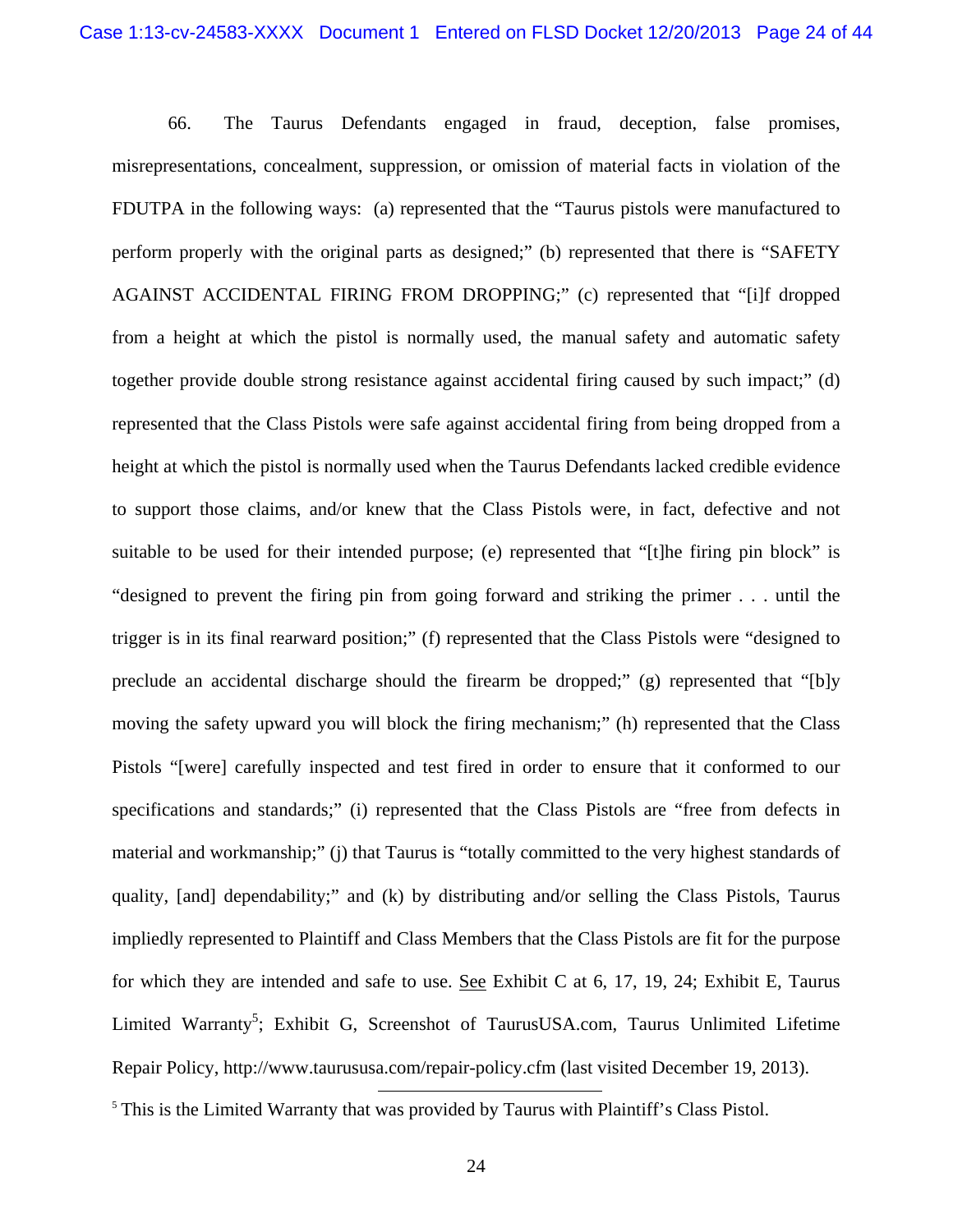66. The Taurus Defendants engaged in fraud, deception, false promises, misrepresentations, concealment, suppression, or omission of material facts in violation of the FDUTPA in the following ways: (a) represented that the "Taurus pistols were manufactured to perform properly with the original parts as designed;" (b) represented that there is "SAFETY AGAINST ACCIDENTAL FIRING FROM DROPPING;" (c) represented that "[i]f dropped from a height at which the pistol is normally used, the manual safety and automatic safety together provide double strong resistance against accidental firing caused by such impact;" (d) represented that the Class Pistols were safe against accidental firing from being dropped from a height at which the pistol is normally used when the Taurus Defendants lacked credible evidence to support those claims, and/or knew that the Class Pistols were, in fact, defective and not suitable to be used for their intended purpose; (e) represented that "[t]he firing pin block" is "designed to prevent the firing pin from going forward and striking the primer . . . until the trigger is in its final rearward position;" (f) represented that the Class Pistols were "designed to preclude an accidental discharge should the firearm be dropped;" (g) represented that "[b]y moving the safety upward you will block the firing mechanism;" (h) represented that the Class Pistols "[were] carefully inspected and test fired in order to ensure that it conformed to our specifications and standards;" (i) represented that the Class Pistols are "free from defects in material and workmanship;" (j) that Taurus is "totally committed to the very highest standards of quality, [and] dependability;" and (k) by distributing and/or selling the Class Pistols, Taurus impliedly represented to Plaintiff and Class Members that the Class Pistols are fit for the purpose for which they are intended and safe to use. See Exhibit C at 6, 17, 19, 24; Exhibit E, Taurus Limited Warranty[5]; Exhibit G, Screenshot of TaurusUSA.com, Taurus Unlimited Lifetime Repair Policy, http://www.taurususa.com/repair-policy.cfm (last visited December 19, 2013).

---

[5] This is the Limited Warranty that was provided by Taurus with Plaintiff's Class Pistol.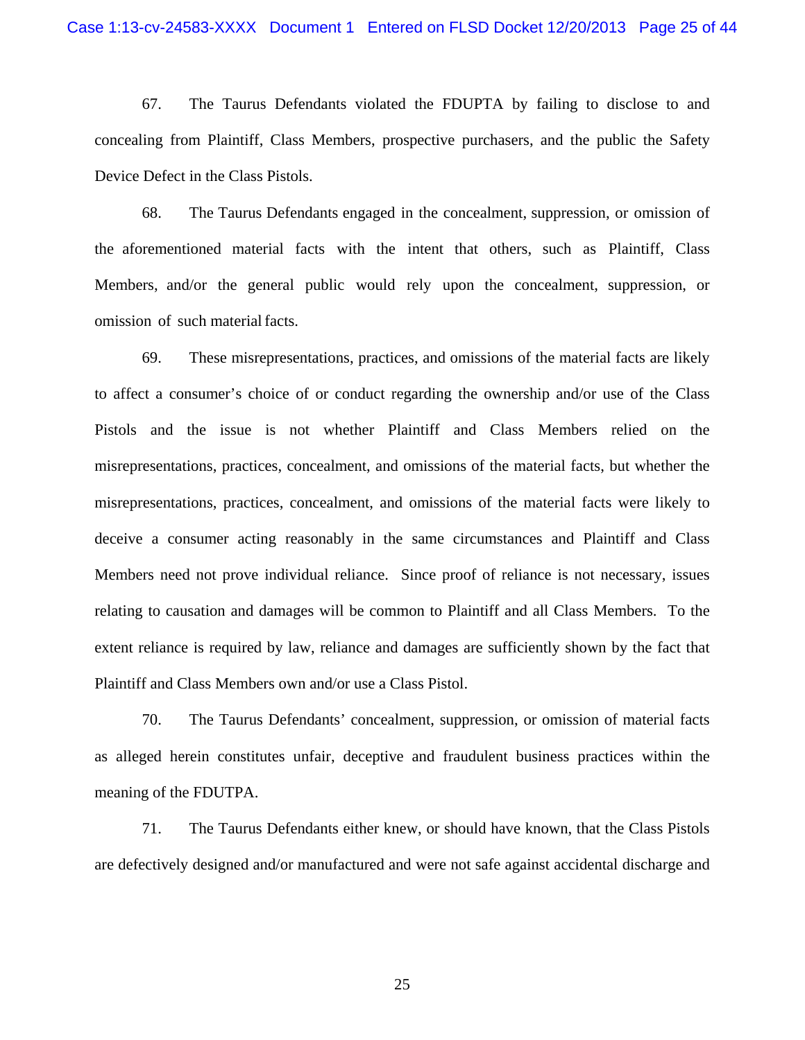67. The Taurus Defendants violated the FDUPTA by failing to disclose to and concealing from Plaintiff, Class Members, prospective purchasers, and the public the Safety Device Defect in the Class Pistols.

68. The Taurus Defendants engaged in the concealment, suppression, or omission of the aforementioned material facts with the intent that others, such as Plaintiff, Class Members, and/or the general public would rely upon the concealment, suppression, or omission of such material facts.

69. These misrepresentations, practices, and omissions of the material facts are likely to affect a consumer's choice of or conduct regarding the ownership and/or use of the Class Pistols and the issue is not whether Plaintiff and Class Members relied on the misrepresentations, practices, concealment, and omissions of the material facts, but whether the misrepresentations, practices, concealment, and omissions of the material facts were likely to deceive a consumer acting reasonably in the same circumstances and Plaintiff and Class Members need not prove individual reliance. Since proof of reliance is not necessary, issues relating to causation and damages will be common to Plaintiff and all Class Members. To the extent reliance is required by law, reliance and damages are sufficiently shown by the fact that Plaintiff and Class Members own and/or use a Class Pistol.

70. The Taurus Defendants' concealment, suppression, or omission of material facts as alleged herein constitutes unfair, deceptive and fraudulent business practices within the meaning of the FDUTPA.

71. The Taurus Defendants either knew, or should have known, that the Class Pistols are defectively designed and/or manufactured and were not safe against accidental discharge and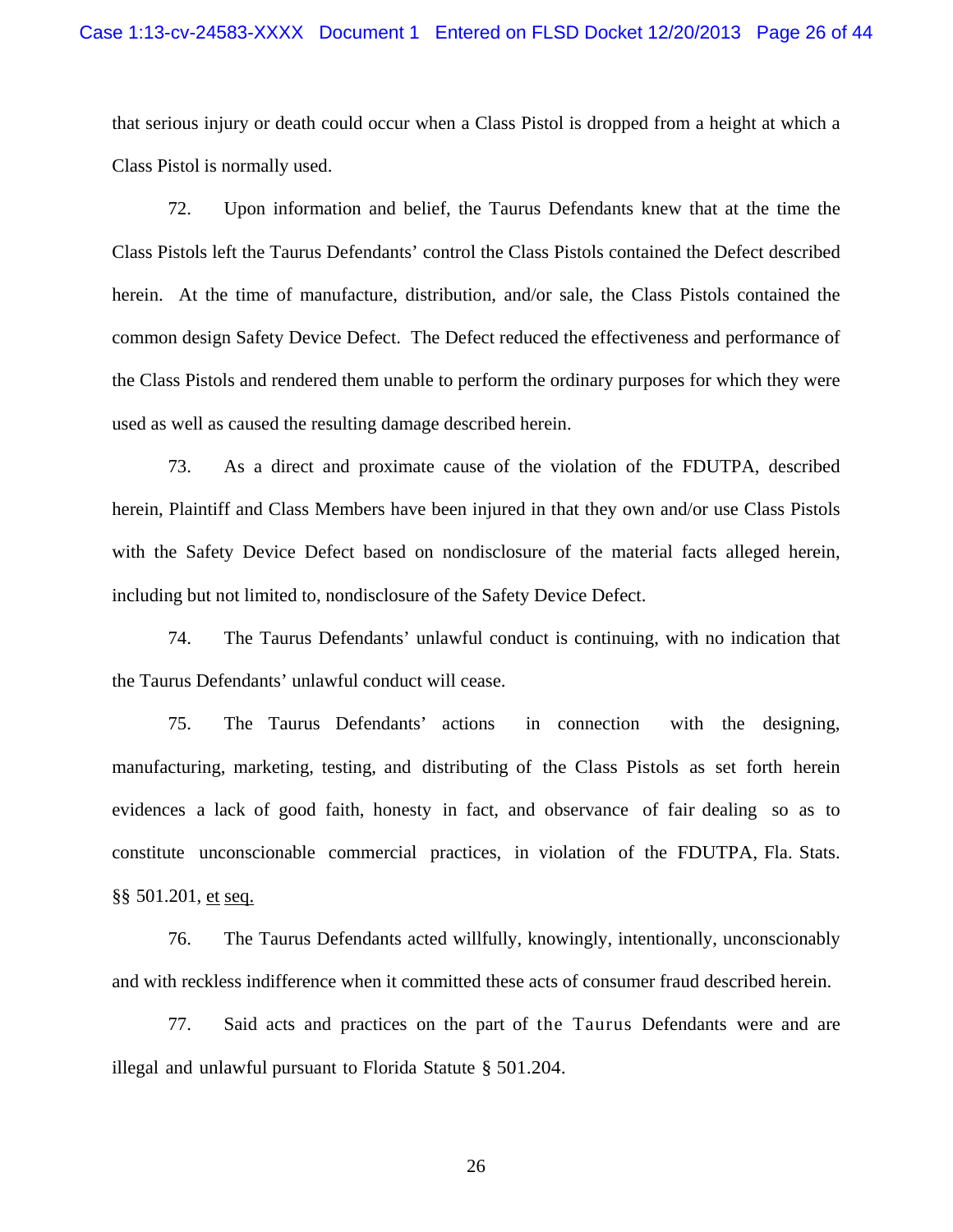that serious injury or death could occur when a Class Pistol is dropped from a height at which a Class Pistol is normally used.

72. Upon information and belief, the Taurus Defendants knew that at the time the Class Pistols left the Taurus Defendants' control the Class Pistols contained the Defect described herein. At the time of manufacture, distribution, and/or sale, the Class Pistols contained the common design Safety Device Defect. The Defect reduced the effectiveness and performance of the Class Pistols and rendered them unable to perform the ordinary purposes for which they were used as well as caused the resulting damage described herein.

73. As a direct and proximate cause of the violation of the FDUTPA, described herein, Plaintiff and Class Members have been injured in that they own and/or use Class Pistols with the Safety Device Defect based on nondisclosure of the material facts alleged herein, including but not limited to, nondisclosure of the Safety Device Defect.

74. The Taurus Defendants' unlawful conduct is continuing, with no indication that the Taurus Defendants' unlawful conduct will cease.

75. The Taurus Defendants' actions in connection with the designing, manufacturing, marketing, testing, and distributing of the Class Pistols as set forth herein evidences a lack of good faith, honesty in fact, and observance of fair dealing so as to constitute unconscionable commercial practices, in violation of the FDUTPA, Fla. Stats. §§ 501.201, et seq.

76. The Taurus Defendants acted willfully, knowingly, intentionally, unconscionably and with reckless indifference when it committed these acts of consumer fraud described herein.

77. Said acts and practices on the part of the Taurus Defendants were and are illegal and unlawful pursuant to Florida Statute § 501.204.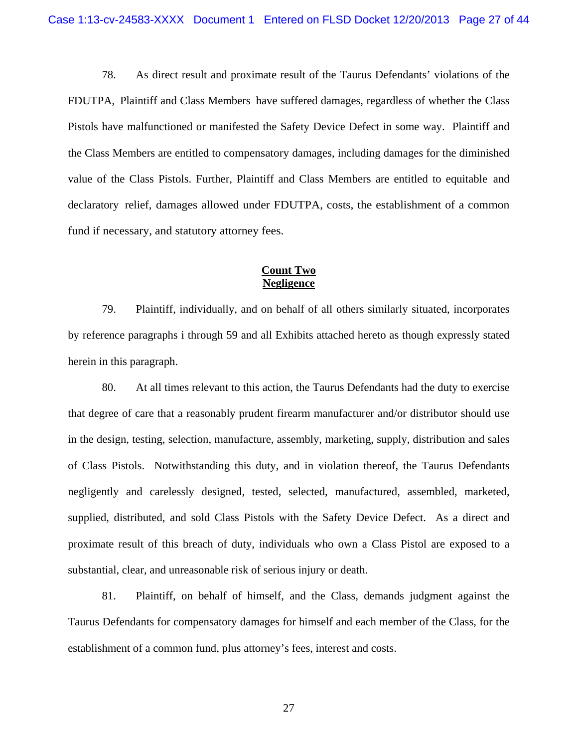78. As direct result and proximate result of the Taurus Defendants' violations of the FDUTPA, Plaintiff and Class Members have suffered damages, regardless of whether the Class Pistols have malfunctioned or manifested the Safety Device Defect in some way. Plaintiff and the Class Members are entitled to compensatory damages, including damages for the diminished value of the Class Pistols. Further, Plaintiff and Class Members are entitled to equitable and declaratory relief, damages allowed under FDUTPA, costs, the establishment of a common fund if necessary, and statutory attorney fees.

**Count Two**
**Negligence**

79. Plaintiff, individually, and on behalf of all others similarly situated, incorporates by reference paragraphs i through 59 and all Exhibits attached hereto as though expressly stated herein in this paragraph.

80. At all times relevant to this action, the Taurus Defendants had the duty to exercise that degree of care that a reasonably prudent firearm manufacturer and/or distributor should use in the design, testing, selection, manufacture, assembly, marketing, supply, distribution and sales of Class Pistols. Notwithstanding this duty, and in violation thereof, the Taurus Defendants negligently and carelessly designed, tested, selected, manufactured, assembled, marketed, supplied, distributed, and sold Class Pistols with the Safety Device Defect. As a direct and proximate result of this breach of duty, individuals who own a Class Pistol are exposed to a substantial, clear, and unreasonable risk of serious injury or death.

81. Plaintiff, on behalf of himself, and the Class, demands judgment against the Taurus Defendants for compensatory damages for himself and each member of the Class, for the establishment of a common fund, plus attorney's fees, interest and costs.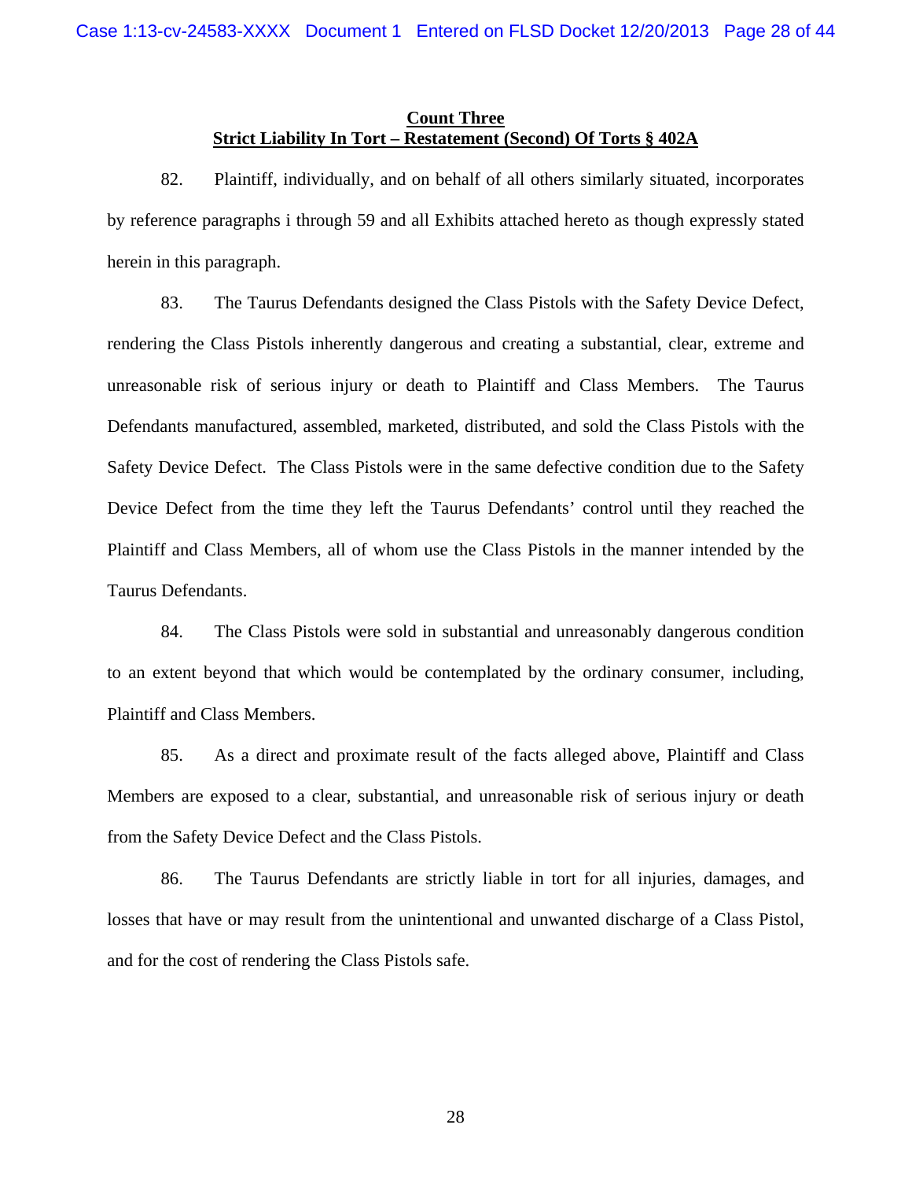**Count Three**
**Strict Liability In Tort – Restatement (Second) Of Torts § 402A**

82. Plaintiff, individually, and on behalf of all others similarly situated, incorporates by reference paragraphs i through 59 and all Exhibits attached hereto as though expressly stated herein in this paragraph.

83. The Taurus Defendants designed the Class Pistols with the Safety Device Defect, rendering the Class Pistols inherently dangerous and creating a substantial, clear, extreme and unreasonable risk of serious injury or death to Plaintiff and Class Members. The Taurus Defendants manufactured, assembled, marketed, distributed, and sold the Class Pistols with the Safety Device Defect. The Class Pistols were in the same defective condition due to the Safety Device Defect from the time they left the Taurus Defendants' control until they reached the Plaintiff and Class Members, all of whom use the Class Pistols in the manner intended by the Taurus Defendants.

84. The Class Pistols were sold in substantial and unreasonably dangerous condition to an extent beyond that which would be contemplated by the ordinary consumer, including, Plaintiff and Class Members.

85. As a direct and proximate result of the facts alleged above, Plaintiff and Class Members are exposed to a clear, substantial, and unreasonable risk of serious injury or death from the Safety Device Defect and the Class Pistols.

86. The Taurus Defendants are strictly liable in tort for all injuries, damages, and losses that have or may result from the unintentional and unwanted discharge of a Class Pistol, and for the cost of rendering the Class Pistols safe.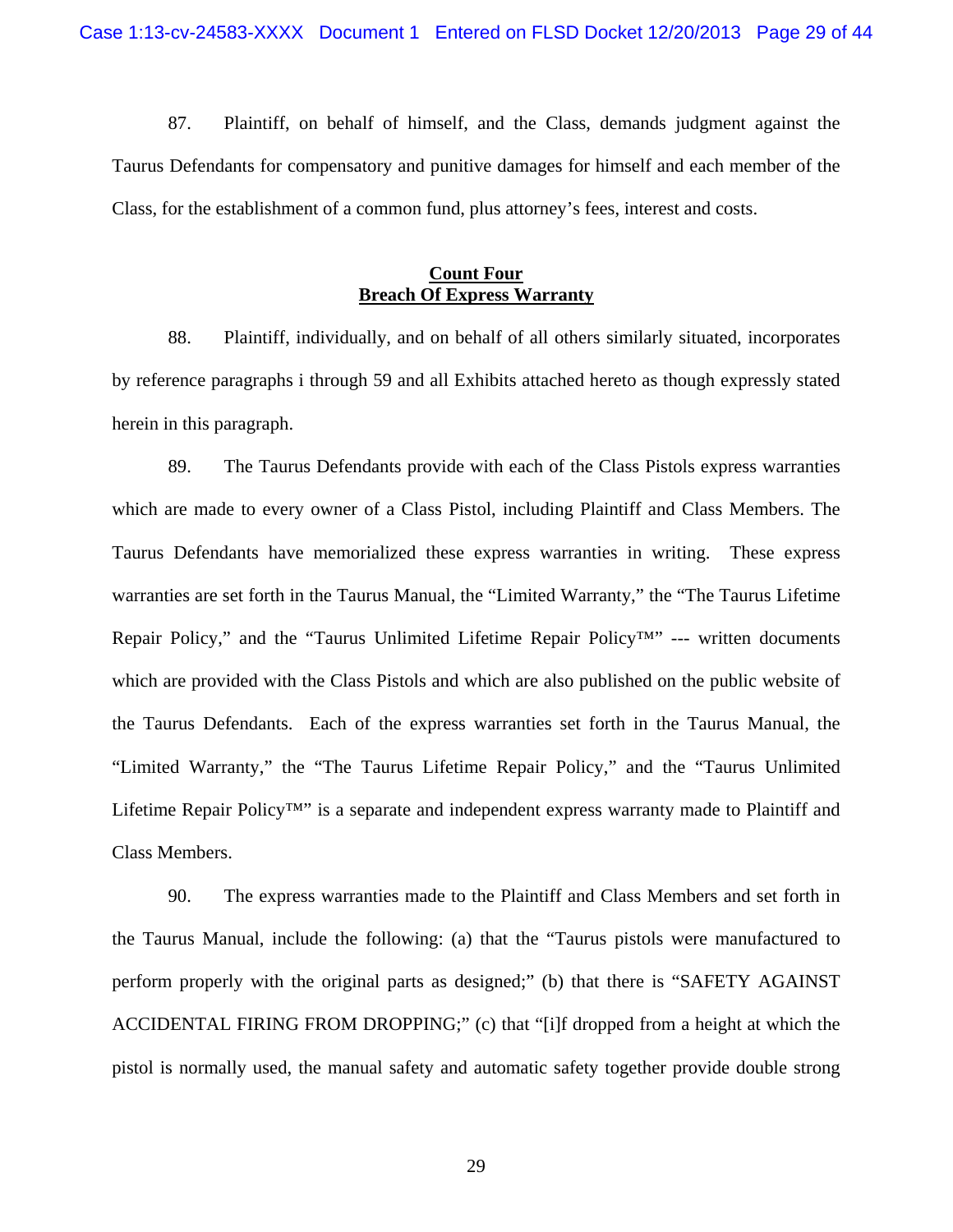87. Plaintiff, on behalf of himself, and the Class, demands judgment against the Taurus Defendants for compensatory and punitive damages for himself and each member of the Class, for the establishment of a common fund, plus attorney's fees, interest and costs.

## **Count Four**
## **Breach Of Express Warranty**

88. Plaintiff, individually, and on behalf of all others similarly situated, incorporates by reference paragraphs i through 59 and all Exhibits attached hereto as though expressly stated herein in this paragraph.

89. The Taurus Defendants provide with each of the Class Pistols express warranties which are made to every owner of a Class Pistol, including Plaintiff and Class Members. The Taurus Defendants have memorialized these express warranties in writing. These express warranties are set forth in the Taurus Manual, the "Limited Warranty," the "The Taurus Lifetime Repair Policy," and the "Taurus Unlimited Lifetime Repair Policy™" --- written documents which are provided with the Class Pistols and which are also published on the public website of the Taurus Defendants. Each of the express warranties set forth in the Taurus Manual, the "Limited Warranty," the "The Taurus Lifetime Repair Policy," and the "Taurus Unlimited Lifetime Repair Policy™" is a separate and independent express warranty made to Plaintiff and Class Members.

90. The express warranties made to the Plaintiff and Class Members and set forth in the Taurus Manual, include the following: (a) that the "Taurus pistols were manufactured to perform properly with the original parts as designed;" (b) that there is "SAFETY AGAINST ACCIDENTAL FIRING FROM DROPPING;" (c) that "[i]f dropped from a height at which the pistol is normally used, the manual safety and automatic safety together provide double strong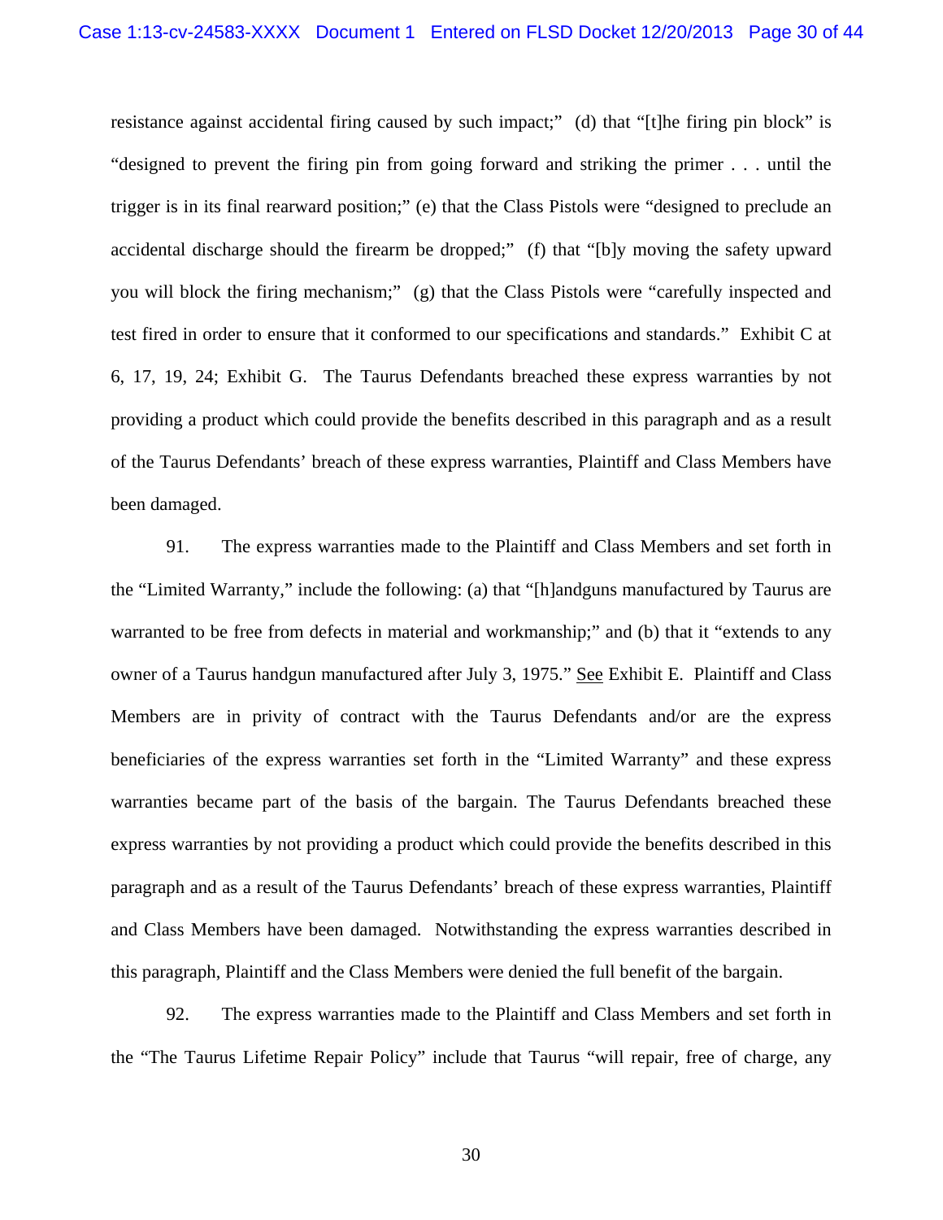resistance against accidental firing caused by such impact;" (d) that "[t]he firing pin block" is "designed to prevent the firing pin from going forward and striking the primer . . . until the trigger is in its final rearward position;" (e) that the Class Pistols were "designed to preclude an accidental discharge should the firearm be dropped;" (f) that "[b]y moving the safety upward you will block the firing mechanism;" (g) that the Class Pistols were "carefully inspected and test fired in order to ensure that it conformed to our specifications and standards." Exhibit C at 6, 17, 19, 24; Exhibit G. The Taurus Defendants breached these express warranties by not providing a product which could provide the benefits described in this paragraph and as a result of the Taurus Defendants' breach of these express warranties, Plaintiff and Class Members have been damaged.

91. The express warranties made to the Plaintiff and Class Members and set forth in the "Limited Warranty," include the following: (a) that "[h]andguns manufactured by Taurus are warranted to be free from defects in material and workmanship;" and (b) that it "extends to any owner of a Taurus handgun manufactured after July 3, 1975." See Exhibit E. Plaintiff and Class Members are in privity of contract with the Taurus Defendants and/or are the express beneficiaries of the express warranties set forth in the "Limited Warranty" and these express warranties became part of the basis of the bargain. The Taurus Defendants breached these express warranties by not providing a product which could provide the benefits described in this paragraph and as a result of the Taurus Defendants' breach of these express warranties, Plaintiff and Class Members have been damaged. Notwithstanding the express warranties described in this paragraph, Plaintiff and the Class Members were denied the full benefit of the bargain.

92. The express warranties made to the Plaintiff and Class Members and set forth in the "The Taurus Lifetime Repair Policy" include that Taurus "will repair, free of charge, any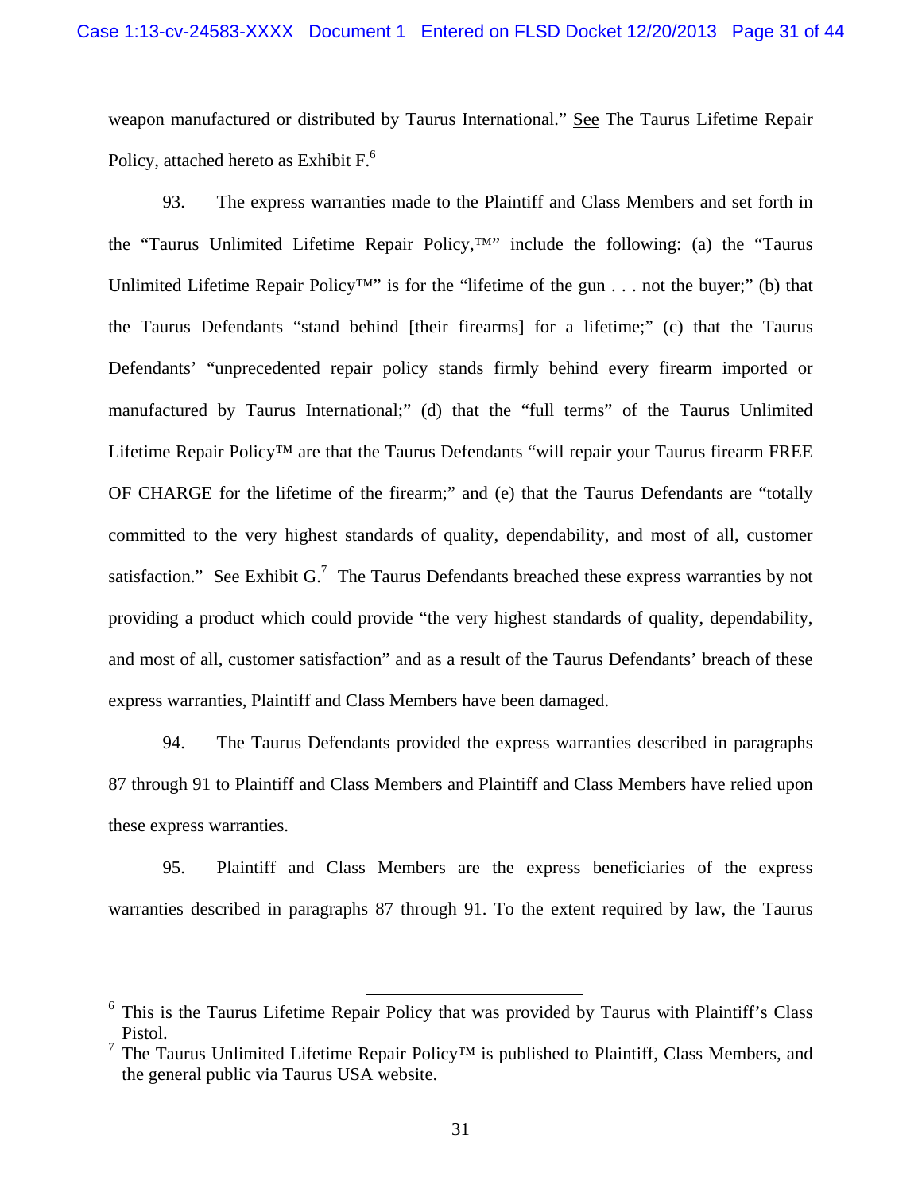weapon manufactured or distributed by Taurus International." See The Taurus Lifetime Repair Policy, attached hereto as Exhibit F.[6]

93. The express warranties made to the Plaintiff and Class Members and set forth in the "Taurus Unlimited Lifetime Repair Policy,™" include the following: (a) the "Taurus Unlimited Lifetime Repair Policy™" is for the "lifetime of the gun . . . not the buyer;" (b) that the Taurus Defendants "stand behind [their firearms] for a lifetime;" (c) that the Taurus Defendants' "unprecedented repair policy stands firmly behind every firearm imported or manufactured by Taurus International;" (d) that the "full terms" of the Taurus Unlimited Lifetime Repair Policy™ are that the Taurus Defendants "will repair your Taurus firearm FREE OF CHARGE for the lifetime of the firearm;" and (e) that the Taurus Defendants are "totally committed to the very highest standards of quality, dependability, and most of all, customer satisfaction." See Exhibit G.[7] The Taurus Defendants breached these express warranties by not providing a product which could provide "the very highest standards of quality, dependability, and most of all, customer satisfaction" and as a result of the Taurus Defendants' breach of these express warranties, Plaintiff and Class Members have been damaged.

94. The Taurus Defendants provided the express warranties described in paragraphs 87 through 91 to Plaintiff and Class Members and Plaintiff and Class Members have relied upon these express warranties.

95. Plaintiff and Class Members are the express beneficiaries of the express warranties described in paragraphs 87 through 91. To the extent required by law, the Taurus

---

[6] This is the Taurus Lifetime Repair Policy that was provided by Taurus with Plaintiff's Class Pistol.

[7] The Taurus Unlimited Lifetime Repair Policy™ is published to Plaintiff, Class Members, and the general public via Taurus USA website.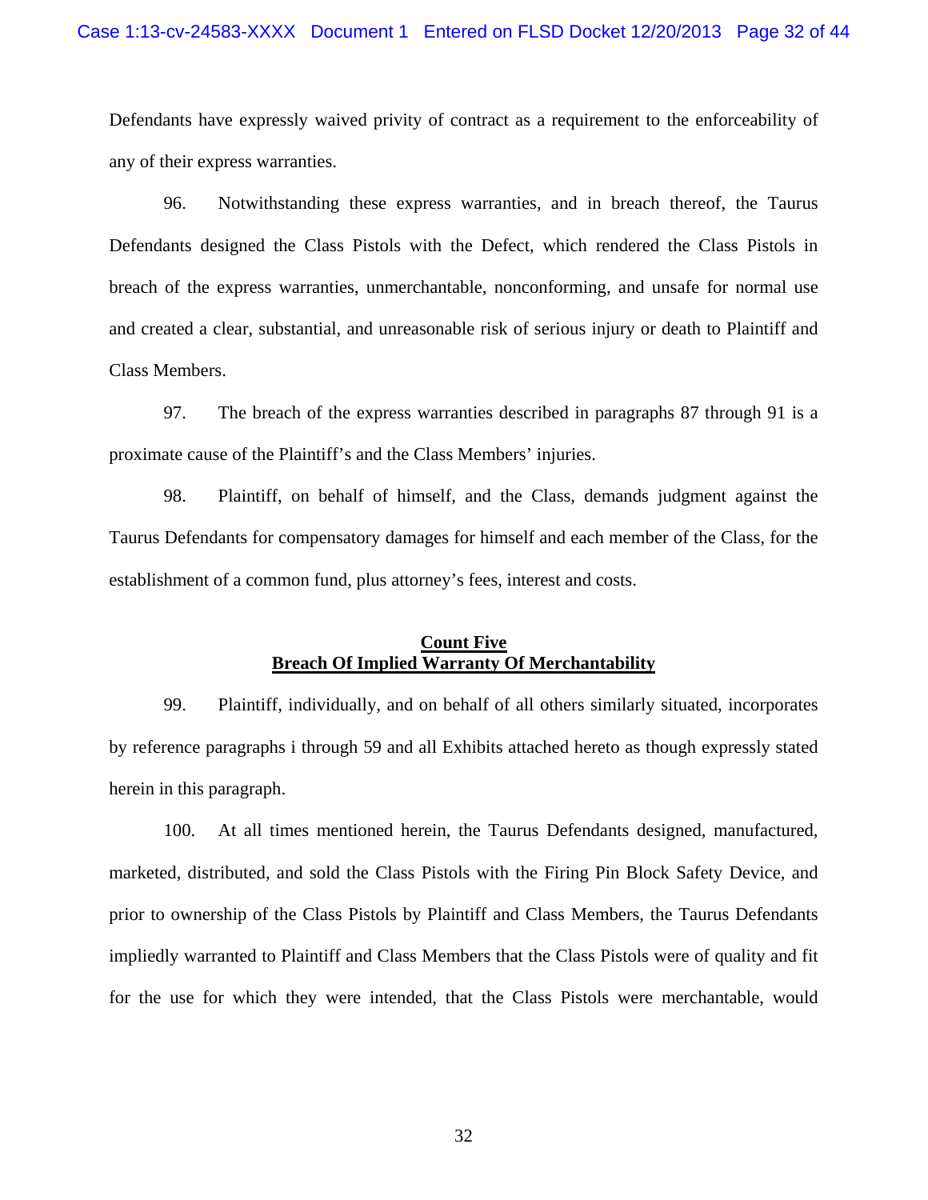Defendants have expressly waived privity of contract as a requirement to the enforceability of any of their express warranties.

96. Notwithstanding these express warranties, and in breach thereof, the Taurus Defendants designed the Class Pistols with the Defect, which rendered the Class Pistols in breach of the express warranties, unmerchantable, nonconforming, and unsafe for normal use and created a clear, substantial, and unreasonable risk of serious injury or death to Plaintiff and Class Members.

97. The breach of the express warranties described in paragraphs 87 through 91 is a proximate cause of the Plaintiff's and the Class Members' injuries.

98. Plaintiff, on behalf of himself, and the Class, demands judgment against the Taurus Defendants for compensatory damages for himself and each member of the Class, for the establishment of a common fund, plus attorney's fees, interest and costs.

## Count Five
## Breach Of Implied Warranty Of Merchantability

99. Plaintiff, individually, and on behalf of all others similarly situated, incorporates by reference paragraphs i through 59 and all Exhibits attached hereto as though expressly stated herein in this paragraph.

100. At all times mentioned herein, the Taurus Defendants designed, manufactured, marketed, distributed, and sold the Class Pistols with the Firing Pin Block Safety Device, and prior to ownership of the Class Pistols by Plaintiff and Class Members, the Taurus Defendants impliedly warranted to Plaintiff and Class Members that the Class Pistols were of quality and fit for the use for which they were intended, that the Class Pistols were merchantable, would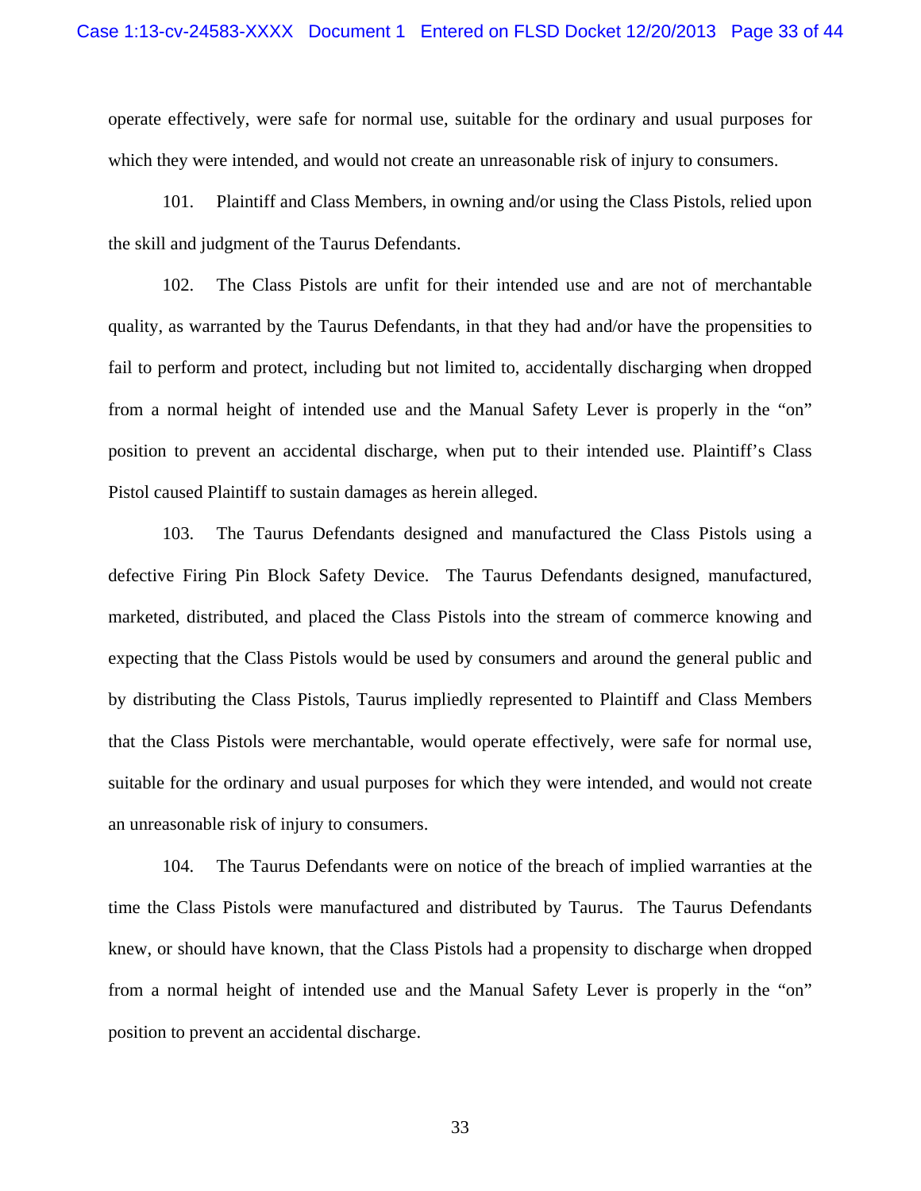operate effectively, were safe for normal use, suitable for the ordinary and usual purposes for which they were intended, and would not create an unreasonable risk of injury to consumers.

101. Plaintiff and Class Members, in owning and/or using the Class Pistols, relied upon the skill and judgment of the Taurus Defendants.

102. The Class Pistols are unfit for their intended use and are not of merchantable quality, as warranted by the Taurus Defendants, in that they had and/or have the propensities to fail to perform and protect, including but not limited to, accidentally discharging when dropped from a normal height of intended use and the Manual Safety Lever is properly in the "on" position to prevent an accidental discharge, when put to their intended use. Plaintiff's Class Pistol caused Plaintiff to sustain damages as herein alleged.

103. The Taurus Defendants designed and manufactured the Class Pistols using a defective Firing Pin Block Safety Device. The Taurus Defendants designed, manufactured, marketed, distributed, and placed the Class Pistols into the stream of commerce knowing and expecting that the Class Pistols would be used by consumers and around the general public and by distributing the Class Pistols, Taurus impliedly represented to Plaintiff and Class Members that the Class Pistols were merchantable, would operate effectively, were safe for normal use, suitable for the ordinary and usual purposes for which they were intended, and would not create an unreasonable risk of injury to consumers.

104. The Taurus Defendants were on notice of the breach of implied warranties at the time the Class Pistols were manufactured and distributed by Taurus. The Taurus Defendants knew, or should have known, that the Class Pistols had a propensity to discharge when dropped from a normal height of intended use and the Manual Safety Lever is properly in the "on" position to prevent an accidental discharge.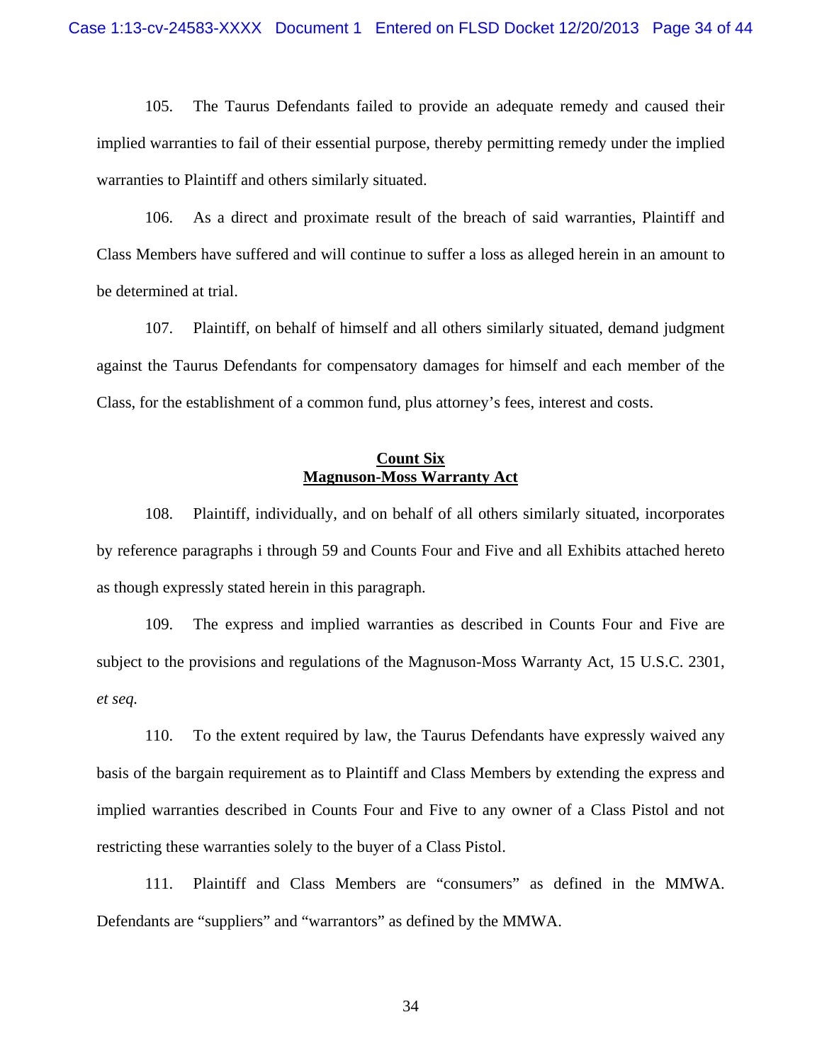105. The Taurus Defendants failed to provide an adequate remedy and caused their implied warranties to fail of their essential purpose, thereby permitting remedy under the implied warranties to Plaintiff and others similarly situated.

106. As a direct and proximate result of the breach of said warranties, Plaintiff and Class Members have suffered and will continue to suffer a loss as alleged herein in an amount to be determined at trial.

107. Plaintiff, on behalf of himself and all others similarly situated, demand judgment against the Taurus Defendants for compensatory damages for himself and each member of the Class, for the establishment of a common fund, plus attorney's fees, interest and costs.

## Count Six
## Magnuson-Moss Warranty Act

108. Plaintiff, individually, and on behalf of all others similarly situated, incorporates by reference paragraphs i through 59 and Counts Four and Five and all Exhibits attached hereto as though expressly stated herein in this paragraph.

109. The express and implied warranties as described in Counts Four and Five are subject to the provisions and regulations of the Magnuson-Moss Warranty Act, 15 U.S.C. 2301, *et seq.*

110. To the extent required by law, the Taurus Defendants have expressly waived any basis of the bargain requirement as to Plaintiff and Class Members by extending the express and implied warranties described in Counts Four and Five to any owner of a Class Pistol and not restricting these warranties solely to the buyer of a Class Pistol.

111. Plaintiff and Class Members are "consumers" as defined in the MMWA. Defendants are "suppliers" and "warrantors" as defined by the MMWA.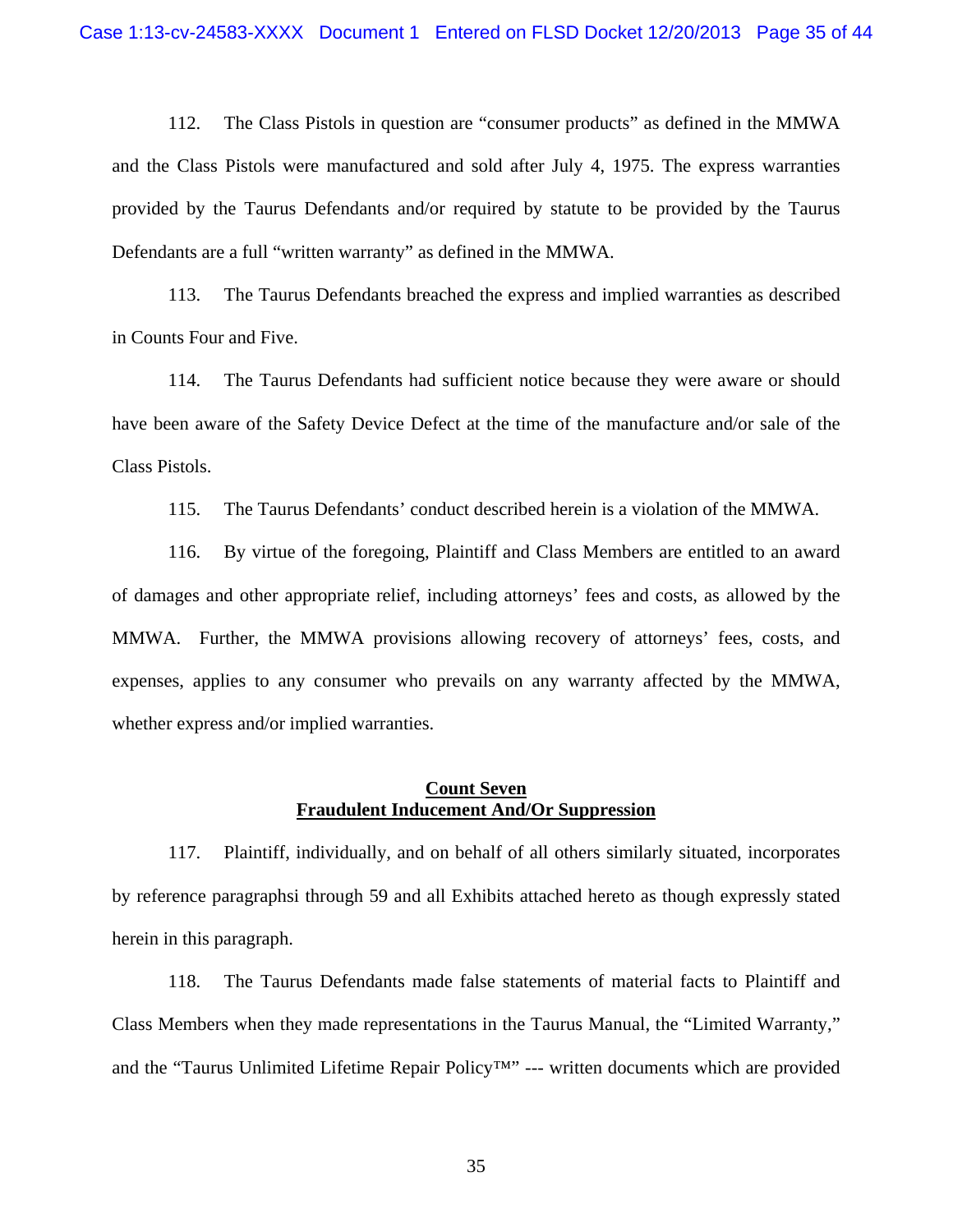112. The Class Pistols in question are "consumer products" as defined in the MMWA and the Class Pistols were manufactured and sold after July 4, 1975. The express warranties provided by the Taurus Defendants and/or required by statute to be provided by the Taurus Defendants are a full "written warranty" as defined in the MMWA.

113. The Taurus Defendants breached the express and implied warranties as described in Counts Four and Five.

114. The Taurus Defendants had sufficient notice because they were aware or should have been aware of the Safety Device Defect at the time of the manufacture and/or sale of the Class Pistols.

115. The Taurus Defendants' conduct described herein is a violation of the MMWA.

116. By virtue of the foregoing, Plaintiff and Class Members are entitled to an award of damages and other appropriate relief, including attorneys' fees and costs, as allowed by the MMWA. Further, the MMWA provisions allowing recovery of attorneys' fees, costs, and expenses, applies to any consumer who prevails on any warranty affected by the MMWA, whether express and/or implied warranties.

**Count Seven**
**Fraudulent Inducement And/Or Suppression**

117. Plaintiff, individually, and on behalf of all others similarly situated, incorporates by reference paragraphsi through 59 and all Exhibits attached hereto as though expressly stated herein in this paragraph.

118. The Taurus Defendants made false statements of material facts to Plaintiff and Class Members when they made representations in the Taurus Manual, the "Limited Warranty," and the "Taurus Unlimited Lifetime Repair Policy™" --- written documents which are provided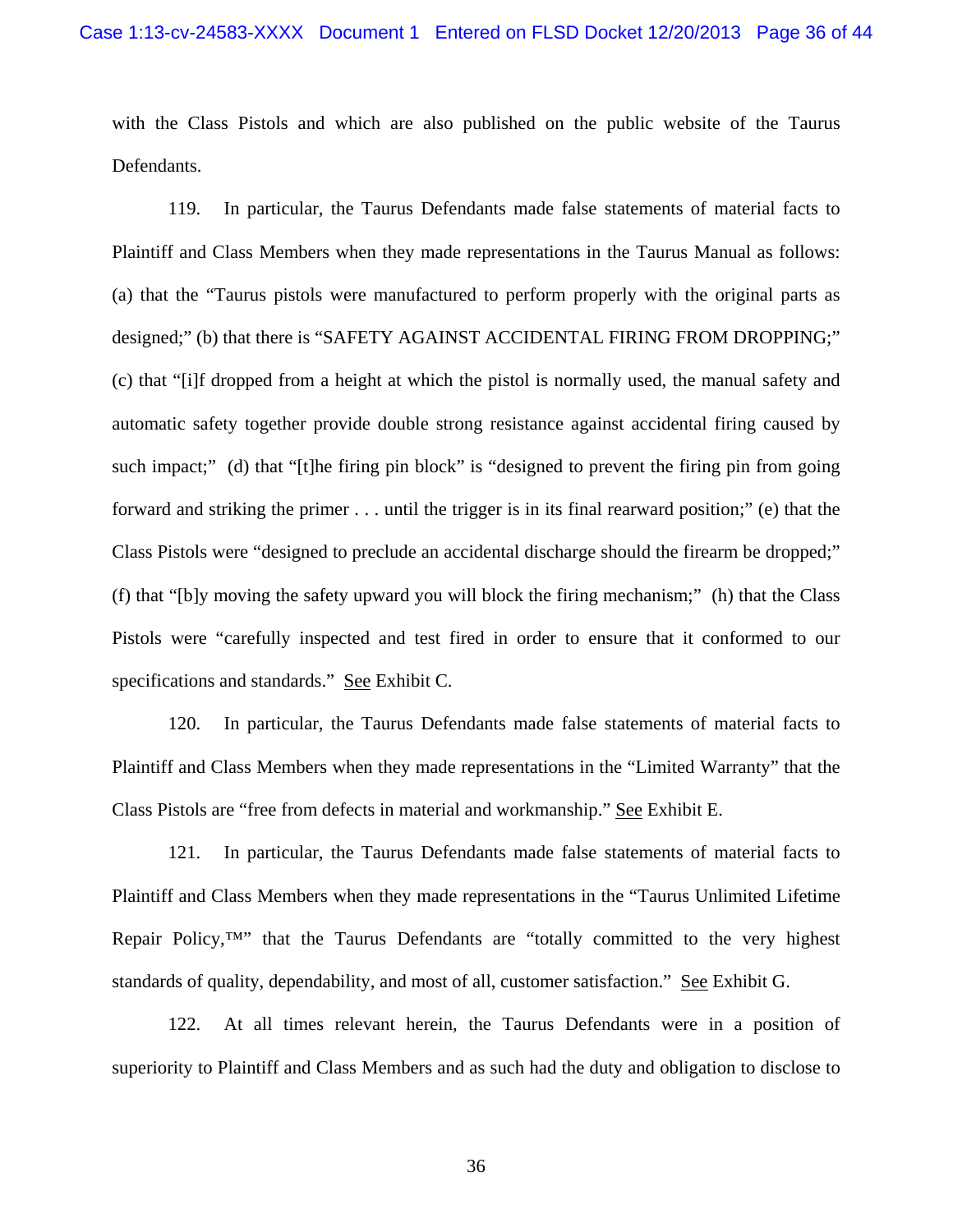with the Class Pistols and which are also published on the public website of the Taurus Defendants.

119. In particular, the Taurus Defendants made false statements of material facts to Plaintiff and Class Members when they made representations in the Taurus Manual as follows: (a) that the "Taurus pistols were manufactured to perform properly with the original parts as designed;" (b) that there is "SAFETY AGAINST ACCIDENTAL FIRING FROM DROPPING;" (c) that "[i]f dropped from a height at which the pistol is normally used, the manual safety and automatic safety together provide double strong resistance against accidental firing caused by such impact;" (d) that "[t]he firing pin block" is "designed to prevent the firing pin from going forward and striking the primer . . . until the trigger is in its final rearward position;" (e) that the Class Pistols were "designed to preclude an accidental discharge should the firearm be dropped;" (f) that "[b]y moving the safety upward you will block the firing mechanism;" (h) that the Class Pistols were "carefully inspected and test fired in order to ensure that it conformed to our specifications and standards." See Exhibit C.

120. In particular, the Taurus Defendants made false statements of material facts to Plaintiff and Class Members when they made representations in the "Limited Warranty" that the Class Pistols are "free from defects in material and workmanship." See Exhibit E.

121. In particular, the Taurus Defendants made false statements of material facts to Plaintiff and Class Members when they made representations in the "Taurus Unlimited Lifetime Repair Policy,™" that the Taurus Defendants are "totally committed to the very highest standards of quality, dependability, and most of all, customer satisfaction." See Exhibit G.

122. At all times relevant herein, the Taurus Defendants were in a position of superiority to Plaintiff and Class Members and as such had the duty and obligation to disclose to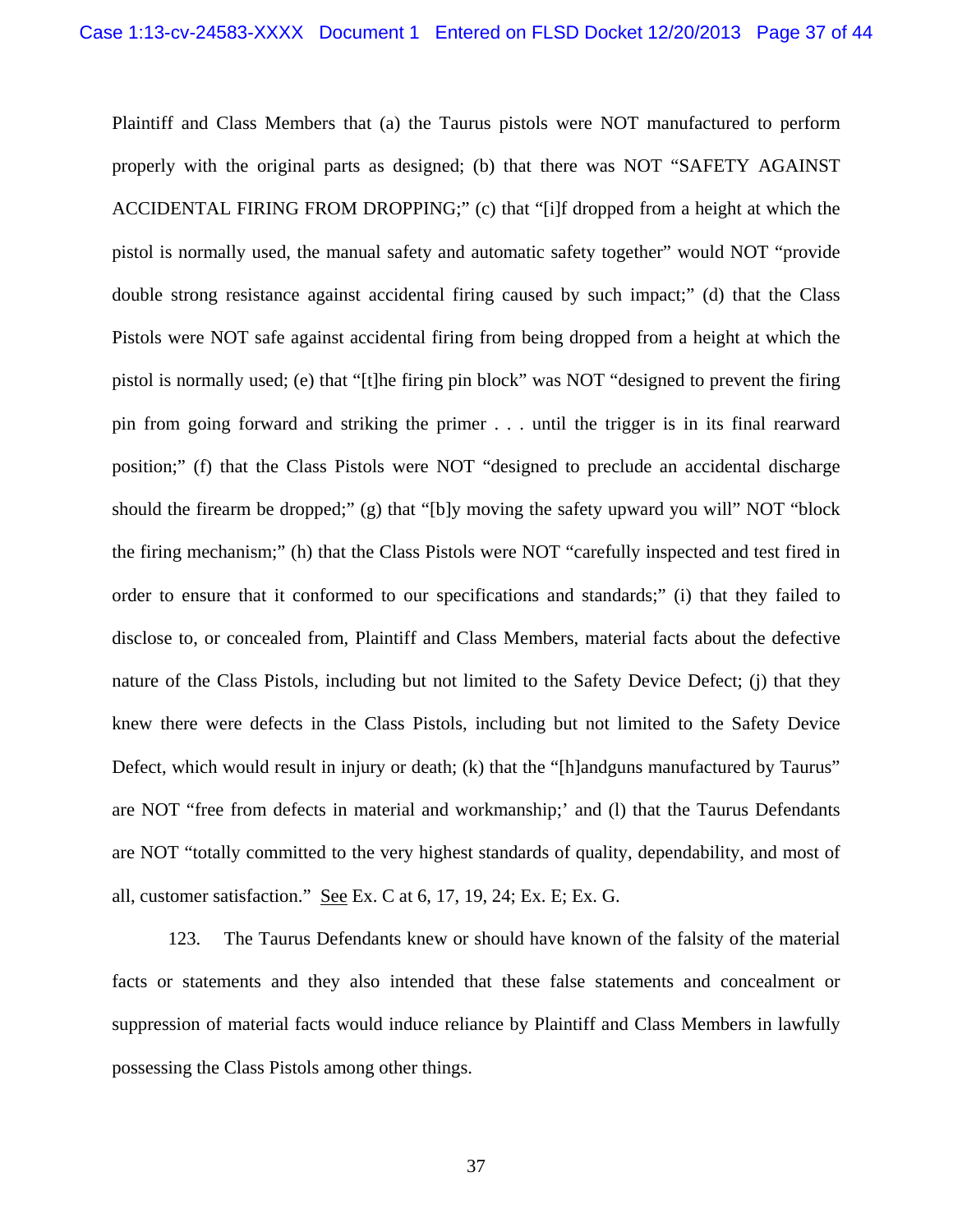Plaintiff and Class Members that (a) the Taurus pistols were NOT manufactured to perform properly with the original parts as designed; (b) that there was NOT "SAFETY AGAINST ACCIDENTAL FIRING FROM DROPPING;" (c) that "[i]f dropped from a height at which the pistol is normally used, the manual safety and automatic safety together" would NOT "provide double strong resistance against accidental firing caused by such impact;" (d) that the Class Pistols were NOT safe against accidental firing from being dropped from a height at which the pistol is normally used; (e) that "[t]he firing pin block" was NOT "designed to prevent the firing pin from going forward and striking the primer . . . until the trigger is in its final rearward position;" (f) that the Class Pistols were NOT "designed to preclude an accidental discharge should the firearm be dropped;" (g) that "[b]y moving the safety upward you will" NOT "block the firing mechanism;" (h) that the Class Pistols were NOT "carefully inspected and test fired in order to ensure that it conformed to our specifications and standards;" (i) that they failed to disclose to, or concealed from, Plaintiff and Class Members, material facts about the defective nature of the Class Pistols, including but not limited to the Safety Device Defect; (j) that they knew there were defects in the Class Pistols, including but not limited to the Safety Device Defect, which would result in injury or death; (k) that the "[h]andguns manufactured by Taurus" are NOT "free from defects in material and workmanship;' and (l) that the Taurus Defendants are NOT "totally committed to the very highest standards of quality, dependability, and most of all, customer satisfaction." See Ex. C at 6, 17, 19, 24; Ex. E; Ex. G.

123. The Taurus Defendants knew or should have known of the falsity of the material facts or statements and they also intended that these false statements and concealment or suppression of material facts would induce reliance by Plaintiff and Class Members in lawfully possessing the Class Pistols among other things.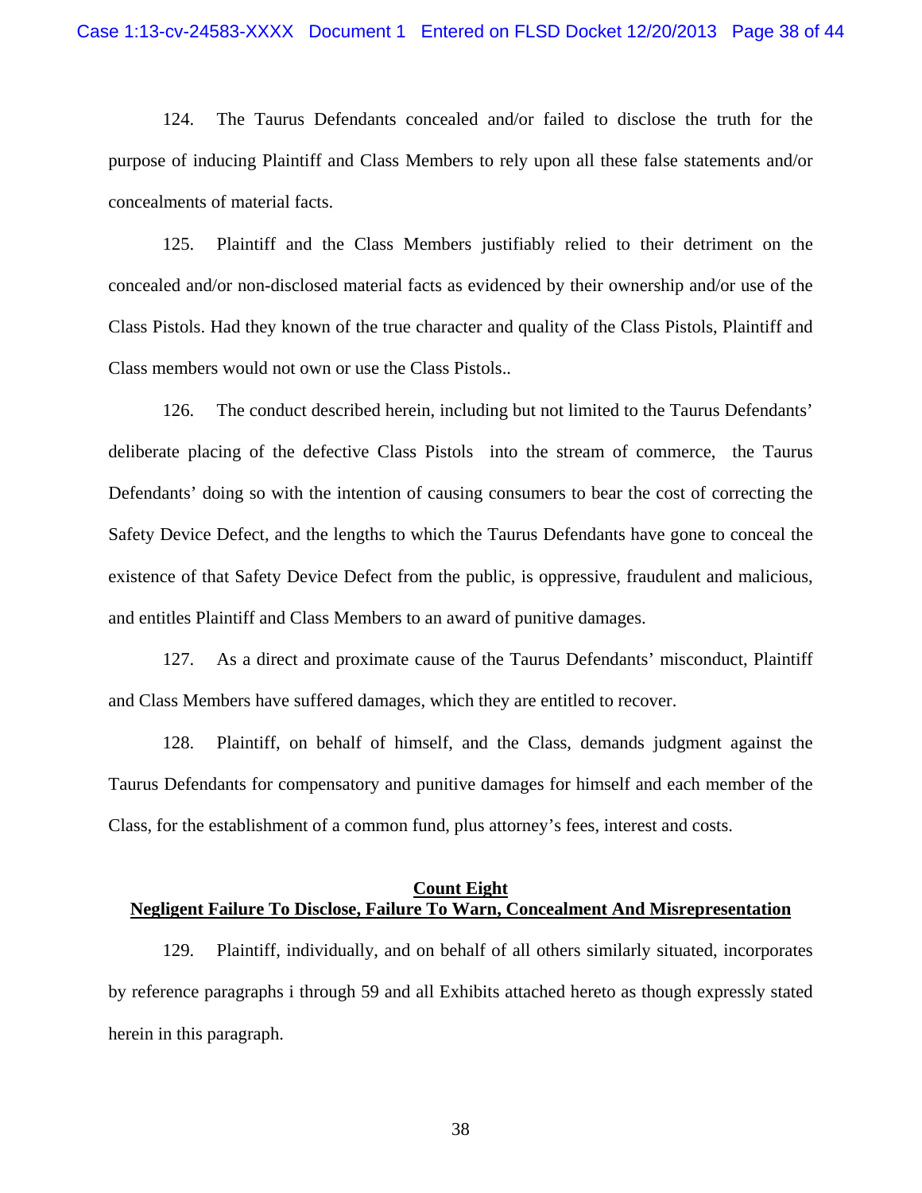124. The Taurus Defendants concealed and/or failed to disclose the truth for the purpose of inducing Plaintiff and Class Members to rely upon all these false statements and/or concealments of material facts.

125. Plaintiff and the Class Members justifiably relied to their detriment on the concealed and/or non-disclosed material facts as evidenced by their ownership and/or use of the Class Pistols. Had they known of the true character and quality of the Class Pistols, Plaintiff and Class members would not own or use the Class Pistols..

126. The conduct described herein, including but not limited to the Taurus Defendants' deliberate placing of the defective Class Pistols into the stream of commerce, the Taurus Defendants' doing so with the intention of causing consumers to bear the cost of correcting the Safety Device Defect, and the lengths to which the Taurus Defendants have gone to conceal the existence of that Safety Device Defect from the public, is oppressive, fraudulent and malicious, and entitles Plaintiff and Class Members to an award of punitive damages.

127. As a direct and proximate cause of the Taurus Defendants' misconduct, Plaintiff and Class Members have suffered damages, which they are entitled to recover.

128. Plaintiff, on behalf of himself, and the Class, demands judgment against the Taurus Defendants for compensatory and punitive damages for himself and each member of the Class, for the establishment of a common fund, plus attorney's fees, interest and costs.

**Count Eight**
**Negligent Failure To Disclose, Failure To Warn, Concealment And Misrepresentation**

129. Plaintiff, individually, and on behalf of all others similarly situated, incorporates by reference paragraphs i through 59 and all Exhibits attached hereto as though expressly stated herein in this paragraph.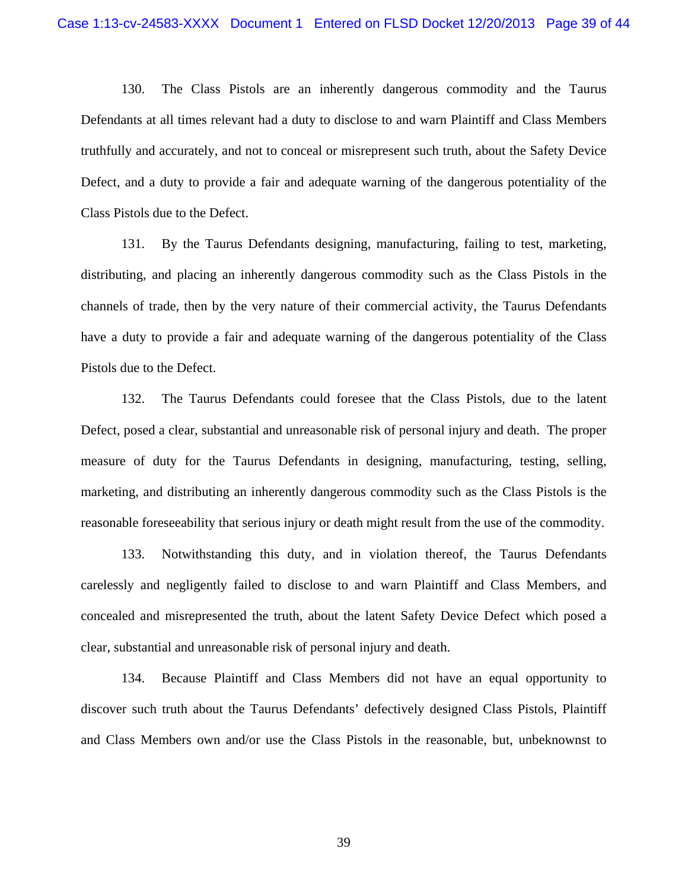130. The Class Pistols are an inherently dangerous commodity and the Taurus Defendants at all times relevant had a duty to disclose to and warn Plaintiff and Class Members truthfully and accurately, and not to conceal or misrepresent such truth, about the Safety Device Defect, and a duty to provide a fair and adequate warning of the dangerous potentiality of the Class Pistols due to the Defect.

131. By the Taurus Defendants designing, manufacturing, failing to test, marketing, distributing, and placing an inherently dangerous commodity such as the Class Pistols in the channels of trade, then by the very nature of their commercial activity, the Taurus Defendants have a duty to provide a fair and adequate warning of the dangerous potentiality of the Class Pistols due to the Defect.

132. The Taurus Defendants could foresee that the Class Pistols, due to the latent Defect, posed a clear, substantial and unreasonable risk of personal injury and death. The proper measure of duty for the Taurus Defendants in designing, manufacturing, testing, selling, marketing, and distributing an inherently dangerous commodity such as the Class Pistols is the reasonable foreseeability that serious injury or death might result from the use of the commodity.

133. Notwithstanding this duty, and in violation thereof, the Taurus Defendants carelessly and negligently failed to disclose to and warn Plaintiff and Class Members, and concealed and misrepresented the truth, about the latent Safety Device Defect which posed a clear, substantial and unreasonable risk of personal injury and death.

134. Because Plaintiff and Class Members did not have an equal opportunity to discover such truth about the Taurus Defendants' defectively designed Class Pistols, Plaintiff and Class Members own and/or use the Class Pistols in the reasonable, but, unbeknownst to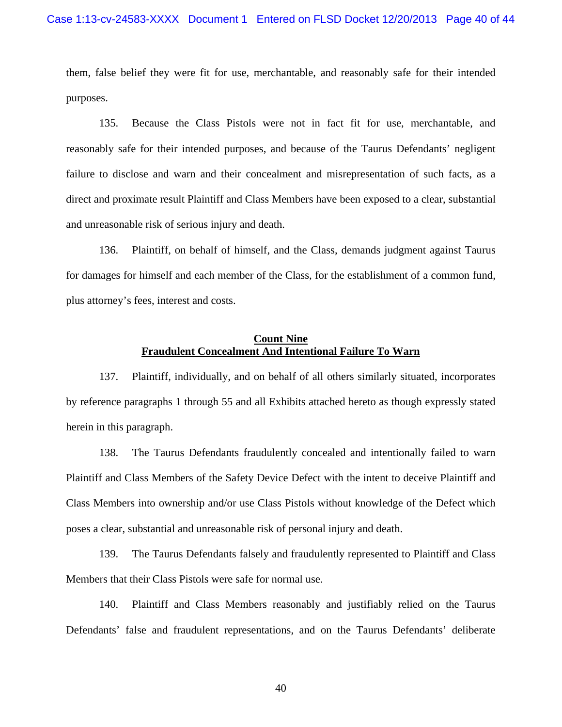them, false belief they were fit for use, merchantable, and reasonably safe for their intended purposes.

135. Because the Class Pistols were not in fact fit for use, merchantable, and reasonably safe for their intended purposes, and because of the Taurus Defendants' negligent failure to disclose and warn and their concealment and misrepresentation of such facts, as a direct and proximate result Plaintiff and Class Members have been exposed to a clear, substantial and unreasonable risk of serious injury and death.

136. Plaintiff, on behalf of himself, and the Class, demands judgment against Taurus for damages for himself and each member of the Class, for the establishment of a common fund, plus attorney's fees, interest and costs.

## Count Nine
## Fraudulent Concealment And Intentional Failure To Warn

137. Plaintiff, individually, and on behalf of all others similarly situated, incorporates by reference paragraphs 1 through 55 and all Exhibits attached hereto as though expressly stated herein in this paragraph.

138. The Taurus Defendants fraudulently concealed and intentionally failed to warn Plaintiff and Class Members of the Safety Device Defect with the intent to deceive Plaintiff and Class Members into ownership and/or use Class Pistols without knowledge of the Defect which poses a clear, substantial and unreasonable risk of personal injury and death.

139. The Taurus Defendants falsely and fraudulently represented to Plaintiff and Class Members that their Class Pistols were safe for normal use.

140. Plaintiff and Class Members reasonably and justifiably relied on the Taurus Defendants' false and fraudulent representations, and on the Taurus Defendants' deliberate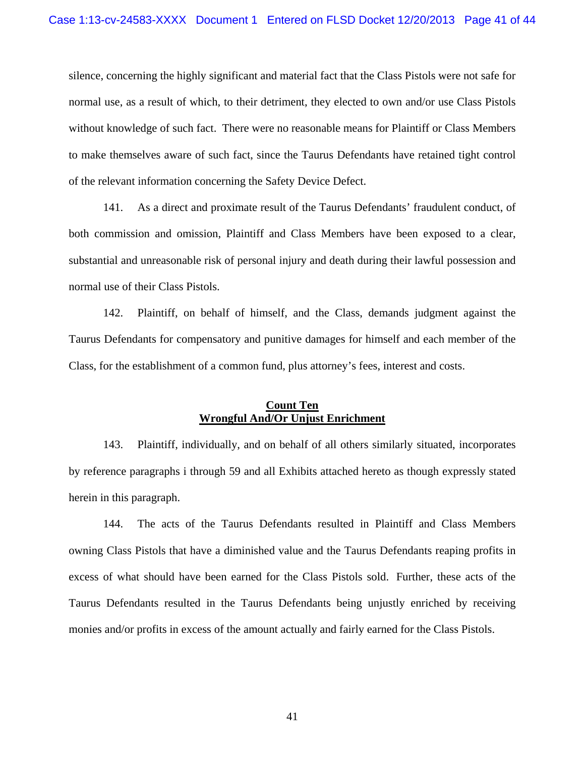silence, concerning the highly significant and material fact that the Class Pistols were not safe for normal use, as a result of which, to their detriment, they elected to own and/or use Class Pistols without knowledge of such fact. There were no reasonable means for Plaintiff or Class Members to make themselves aware of such fact, since the Taurus Defendants have retained tight control of the relevant information concerning the Safety Device Defect.

141. As a direct and proximate result of the Taurus Defendants' fraudulent conduct, of both commission and omission, Plaintiff and Class Members have been exposed to a clear, substantial and unreasonable risk of personal injury and death during their lawful possession and normal use of their Class Pistols.

142. Plaintiff, on behalf of himself, and the Class, demands judgment against the Taurus Defendants for compensatory and punitive damages for himself and each member of the Class, for the establishment of a common fund, plus attorney's fees, interest and costs.

**Count Ten**
**Wrongful And/Or Unjust Enrichment**

143. Plaintiff, individually, and on behalf of all others similarly situated, incorporates by reference paragraphs i through 59 and all Exhibits attached hereto as though expressly stated herein in this paragraph.

144. The acts of the Taurus Defendants resulted in Plaintiff and Class Members owning Class Pistols that have a diminished value and the Taurus Defendants reaping profits in excess of what should have been earned for the Class Pistols sold. Further, these acts of the Taurus Defendants resulted in the Taurus Defendants being unjustly enriched by receiving monies and/or profits in excess of the amount actually and fairly earned for the Class Pistols.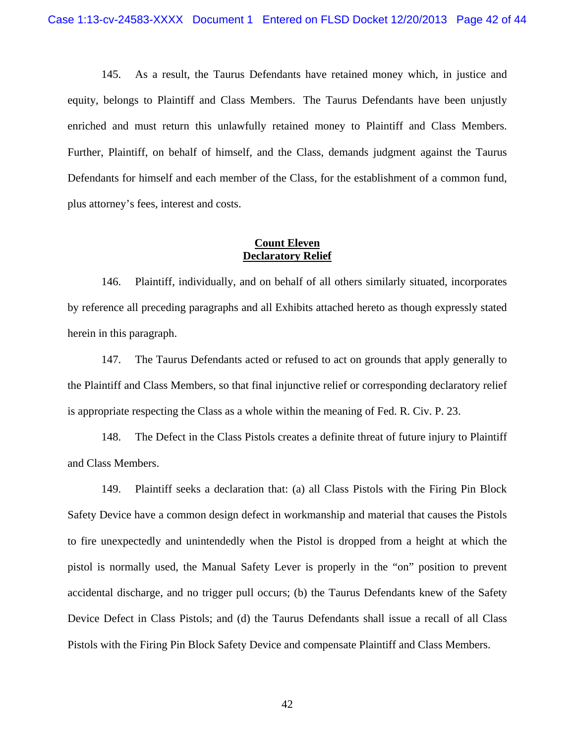145. As a result, the Taurus Defendants have retained money which, in justice and equity, belongs to Plaintiff and Class Members. The Taurus Defendants have been unjustly enriched and must return this unlawfully retained money to Plaintiff and Class Members. Further, Plaintiff, on behalf of himself, and the Class, demands judgment against the Taurus Defendants for himself and each member of the Class, for the establishment of a common fund, plus attorney's fees, interest and costs.

## Count Eleven
## Declaratory Relief

146. Plaintiff, individually, and on behalf of all others similarly situated, incorporates by reference all preceding paragraphs and all Exhibits attached hereto as though expressly stated herein in this paragraph.

147. The Taurus Defendants acted or refused to act on grounds that apply generally to the Plaintiff and Class Members, so that final injunctive relief or corresponding declaratory relief is appropriate respecting the Class as a whole within the meaning of Fed. R. Civ. P. 23.

148. The Defect in the Class Pistols creates a definite threat of future injury to Plaintiff and Class Members.

149. Plaintiff seeks a declaration that: (a) all Class Pistols with the Firing Pin Block Safety Device have a common design defect in workmanship and material that causes the Pistols to fire unexpectedly and unintendedly when the Pistol is dropped from a height at which the pistol is normally used, the Manual Safety Lever is properly in the "on" position to prevent accidental discharge, and no trigger pull occurs; (b) the Taurus Defendants knew of the Safety Device Defect in Class Pistols; and (d) the Taurus Defendants shall issue a recall of all Class Pistols with the Firing Pin Block Safety Device and compensate Plaintiff and Class Members.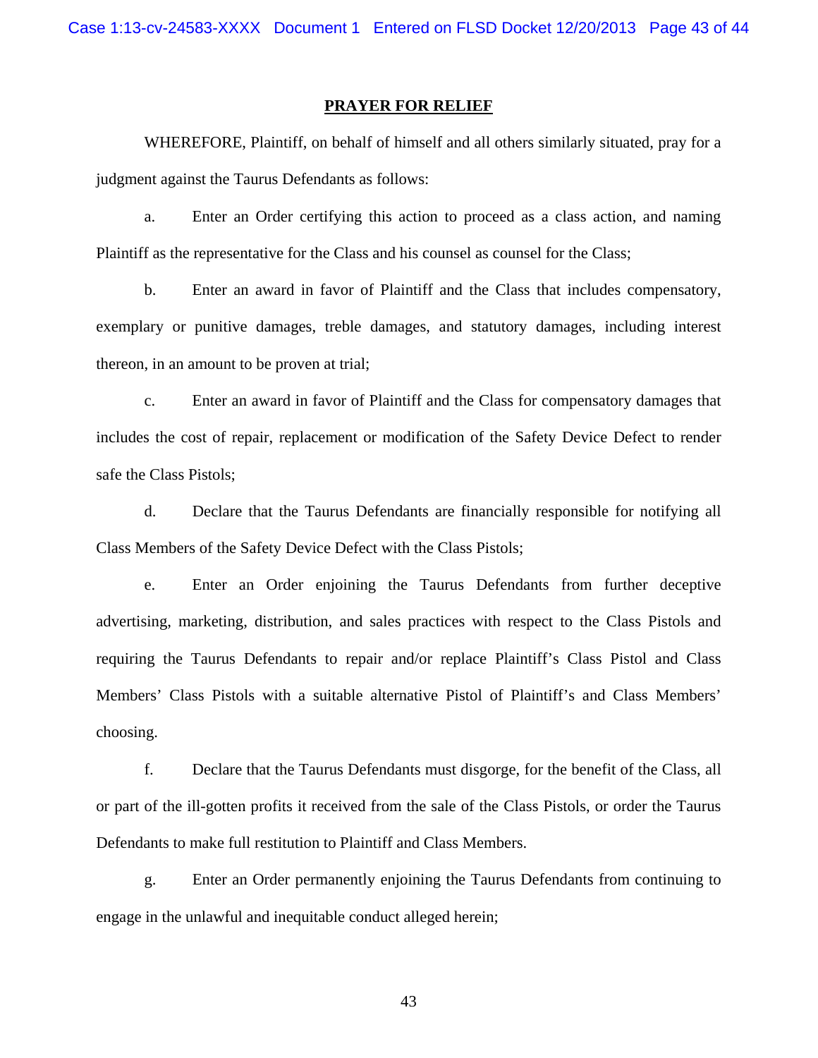## PRAYER FOR RELIEF

WHEREFORE, Plaintiff, on behalf of himself and all others similarly situated, pray for a judgment against the Taurus Defendants as follows:

a. Enter an Order certifying this action to proceed as a class action, and naming Plaintiff as the representative for the Class and his counsel as counsel for the Class;

b. Enter an award in favor of Plaintiff and the Class that includes compensatory, exemplary or punitive damages, treble damages, and statutory damages, including interest thereon, in an amount to be proven at trial;

c. Enter an award in favor of Plaintiff and the Class for compensatory damages that includes the cost of repair, replacement or modification of the Safety Device Defect to render safe the Class Pistols;

d. Declare that the Taurus Defendants are financially responsible for notifying all Class Members of the Safety Device Defect with the Class Pistols;

e. Enter an Order enjoining the Taurus Defendants from further deceptive advertising, marketing, distribution, and sales practices with respect to the Class Pistols and requiring the Taurus Defendants to repair and/or replace Plaintiff's Class Pistol and Class Members' Class Pistols with a suitable alternative Pistol of Plaintiff's and Class Members' choosing.

f. Declare that the Taurus Defendants must disgorge, for the benefit of the Class, all or part of the ill-gotten profits it received from the sale of the Class Pistols, or order the Taurus Defendants to make full restitution to Plaintiff and Class Members.

g. Enter an Order permanently enjoining the Taurus Defendants from continuing to engage in the unlawful and inequitable conduct alleged herein;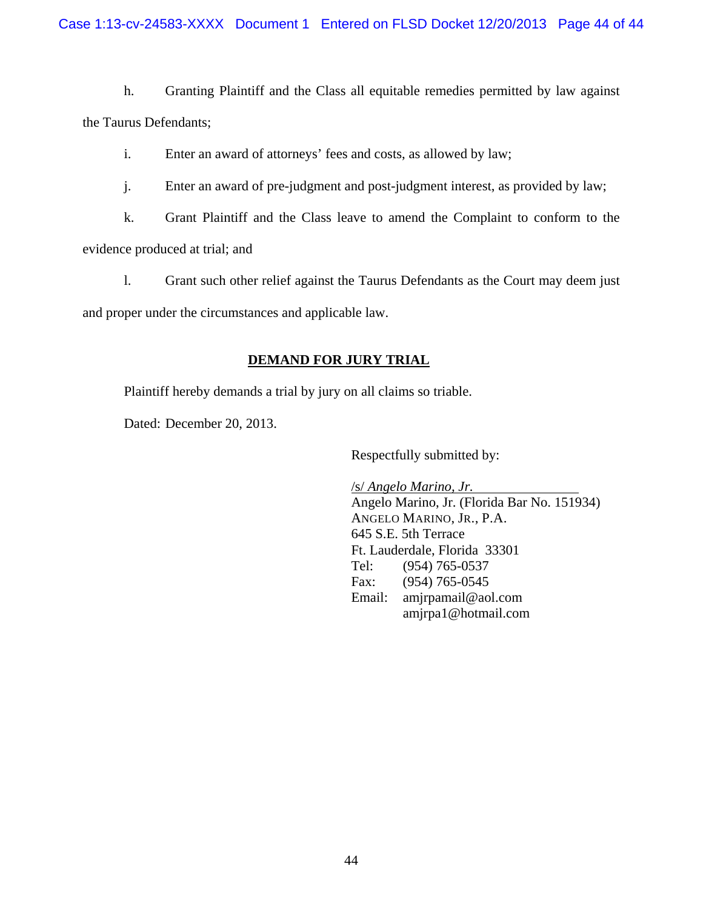h. Granting Plaintiff and the Class all equitable remedies permitted by law against the Taurus Defendants;

i. Enter an award of attorneys' fees and costs, as allowed by law;

j. Enter an award of pre-judgment and post-judgment interest, as provided by law;

k. Grant Plaintiff and the Class leave to amend the Complaint to conform to the evidence produced at trial; and

l. Grant such other relief against the Taurus Defendants as the Court may deem just and proper under the circumstances and applicable law.

## DEMAND FOR JURY TRIAL

Plaintiff hereby demands a trial by jury on all claims so triable.

Dated: December 20, 2013.

Respectfully submitted by:

/s/ *Angelo Marino, Jr.*
Angelo Marino, Jr. (Florida Bar No. 151934)
ANGELO MARINO, JR., P.A.
645 S.E. 5th Terrace
Ft. Lauderdale, Florida 33301
Tel: (954) 765-0537
Fax: (954) 765-0545
Email: amjrpamail@aol.com
amjrpa1@hotmail.com